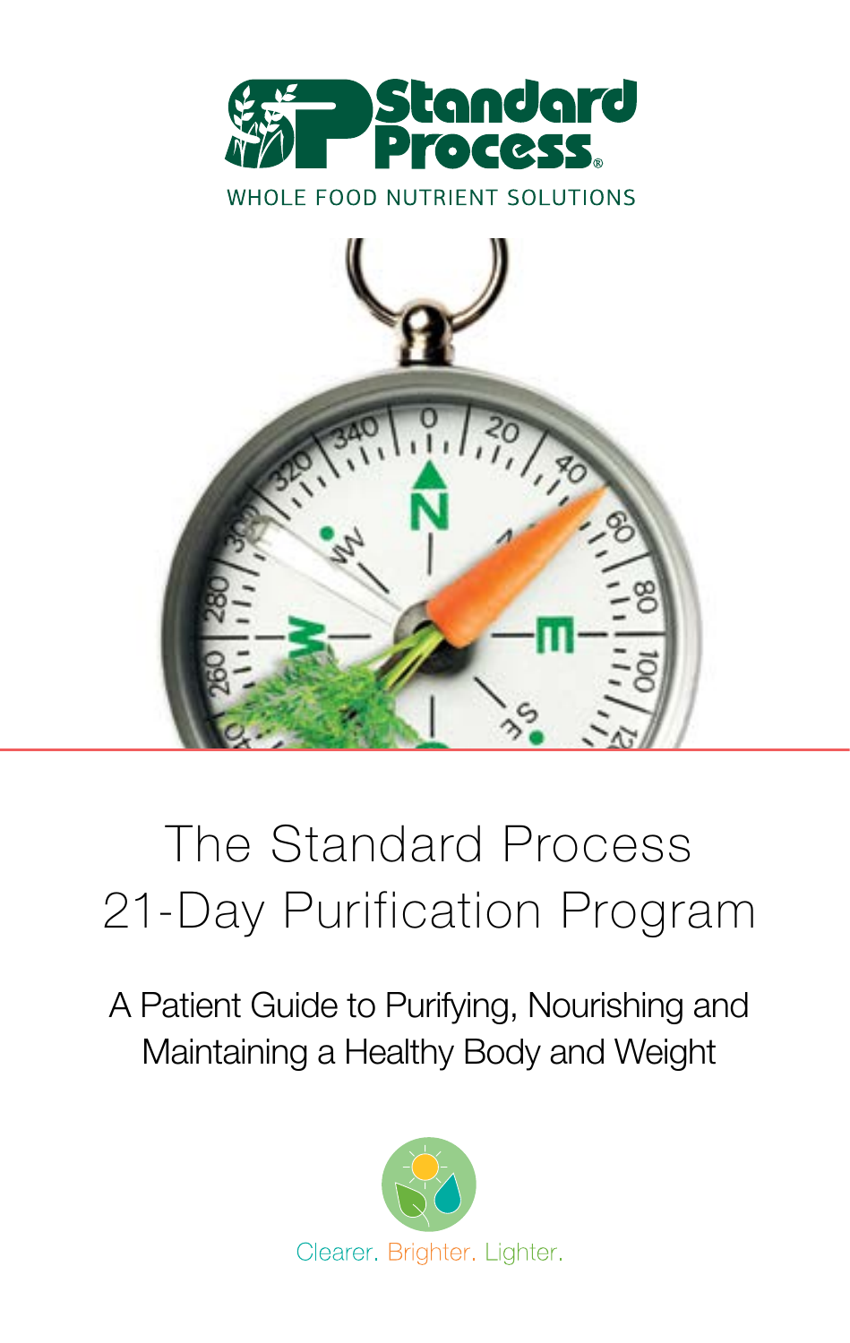Standard Process®

WHOLE FOOD NUTRIENT SOLUTIONS

# The Standard Process 21-Day Purification Program

## A Patient Guide to Purifying, Nourishing and Maintaining a Healthy Body and Weight

Clearer. Brighter. Lighter.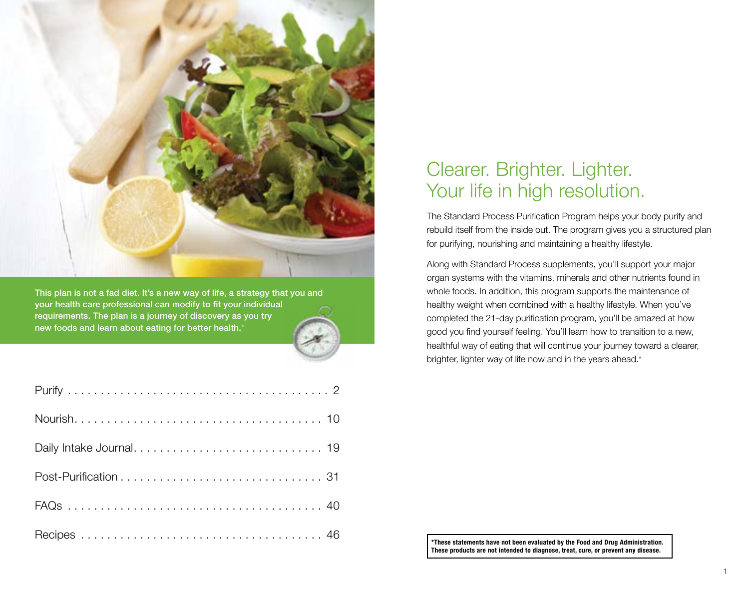This plan is not a fad diet. It's a new way of life, a strategy that you and your health care professional can modify to fit your individual requirements. The plan is a journey of discovery as you try new foods and learn about eating for better health.*

| | |
|---|---|
| Purify | 2 |
| Nourish | 10 |
| Daily Intake Journal | 19 |
| Post-Purification | 31 |
| FAQs | 40 |
| Recipes | 46 |

# Clearer. Brighter. Lighter. Your life in high resolution.

The Standard Process Purification Program helps your body purify and rebuild itself from the inside out. The program gives you a structured plan for purifying, nourishing and maintaining a healthy lifestyle.

Along with Standard Process supplements, you'll support your major organ systems with the vitamins, minerals and other nutrients found in whole foods. In addition, this program supports the maintenance of healthy weight when combined with a healthy lifestyle. When you've completed the 21-day purification program, you'll be amazed at how good you find yourself feeling. You'll learn how to transition to a new, healthful way of eating that will continue your journey toward a clearer, brighter, lighter way of life now and in the years ahead.*

**\*These statements have not been evaluated by the Food and Drug Administration. These products are not intended to diagnose, treat, cure, or prevent any disease.**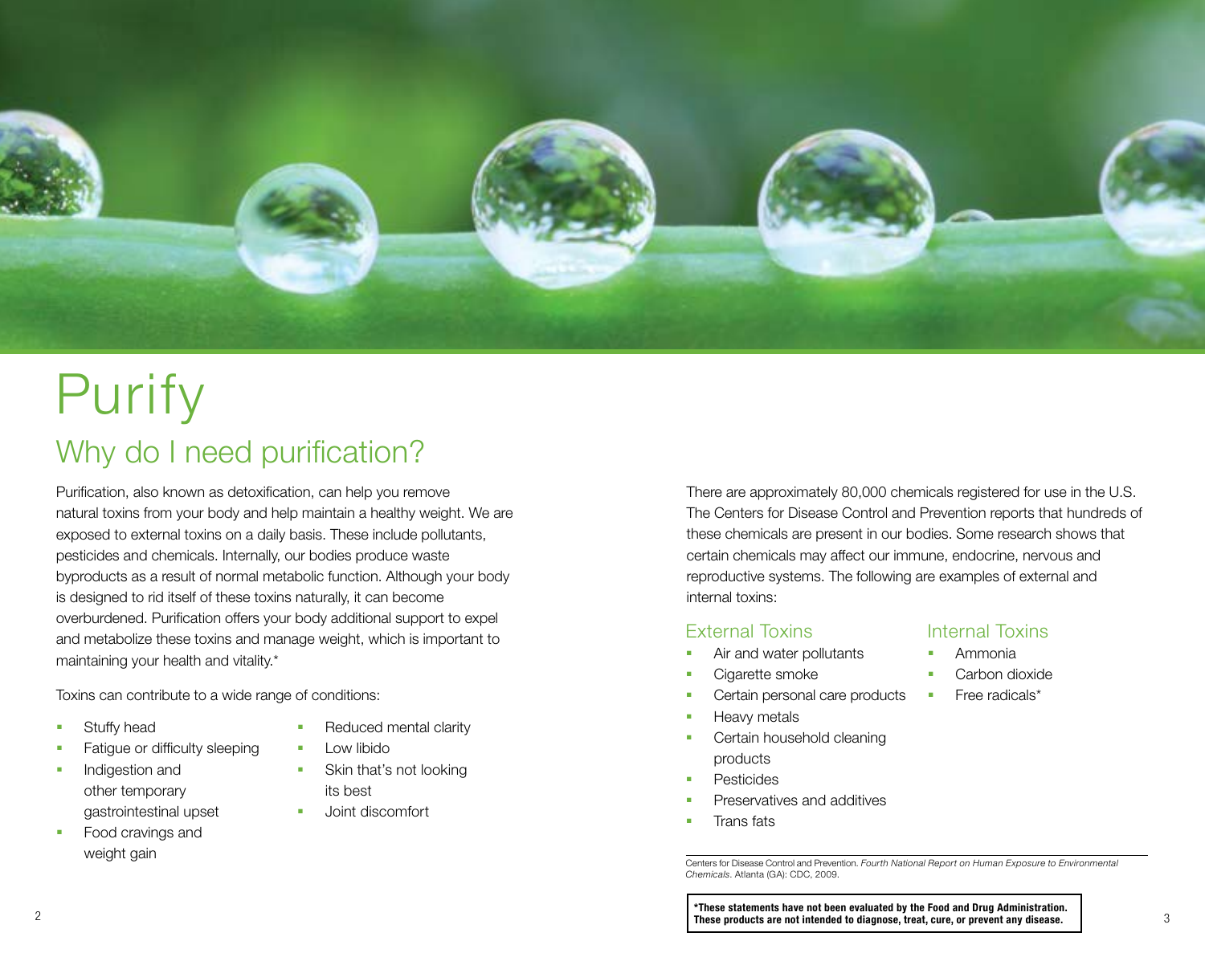# Purify

## Why do I need purification?

Purification, also known as detoxification, can help you remove natural toxins from your body and help maintain a healthy weight. We are exposed to external toxins on a daily basis. These include pollutants, pesticides and chemicals. Internally, our bodies produce waste byproducts as a result of normal metabolic function. Although your body is designed to rid itself of these toxins naturally, it can become overburdened. Purification offers your body additional support to expel and metabolize these toxins and manage weight, which is important to maintaining your health and vitality.*

Toxins can contribute to a wide range of conditions:

- Stuffy head
- Fatigue or difficulty sleeping
- Indigestion and other temporary gastrointestinal upset
- Food cravings and weight gain
- Reduced mental clarity
- Low libido
- Skin that's not looking its best
- Joint discomfort

There are approximately 80,000 chemicals registered for use in the U.S. The Centers for Disease Control and Prevention reports that hundreds of these chemicals are present in our bodies. Some research shows that certain chemicals may affect our immune, endocrine, nervous and reproductive systems. The following are examples of external and internal toxins:

### External Toxins

- Air and water pollutants
- Cigarette smoke
- Certain personal care products
- Heavy metals
- Certain household cleaning products
- Pesticides
- Preservatives and additives
- Trans fats

### Internal Toxins

- Ammonia
- Carbon dioxide
- Free radicals*

Centers for Disease Control and Prevention. *Fourth National Report on Human Exposure to Environmental Chemicals*. Atlanta (GA): CDC, 2009.

**\*These statements have not been evaluated by the Food and Drug Administration. These products are not intended to diagnose, treat, cure, or prevent any disease.**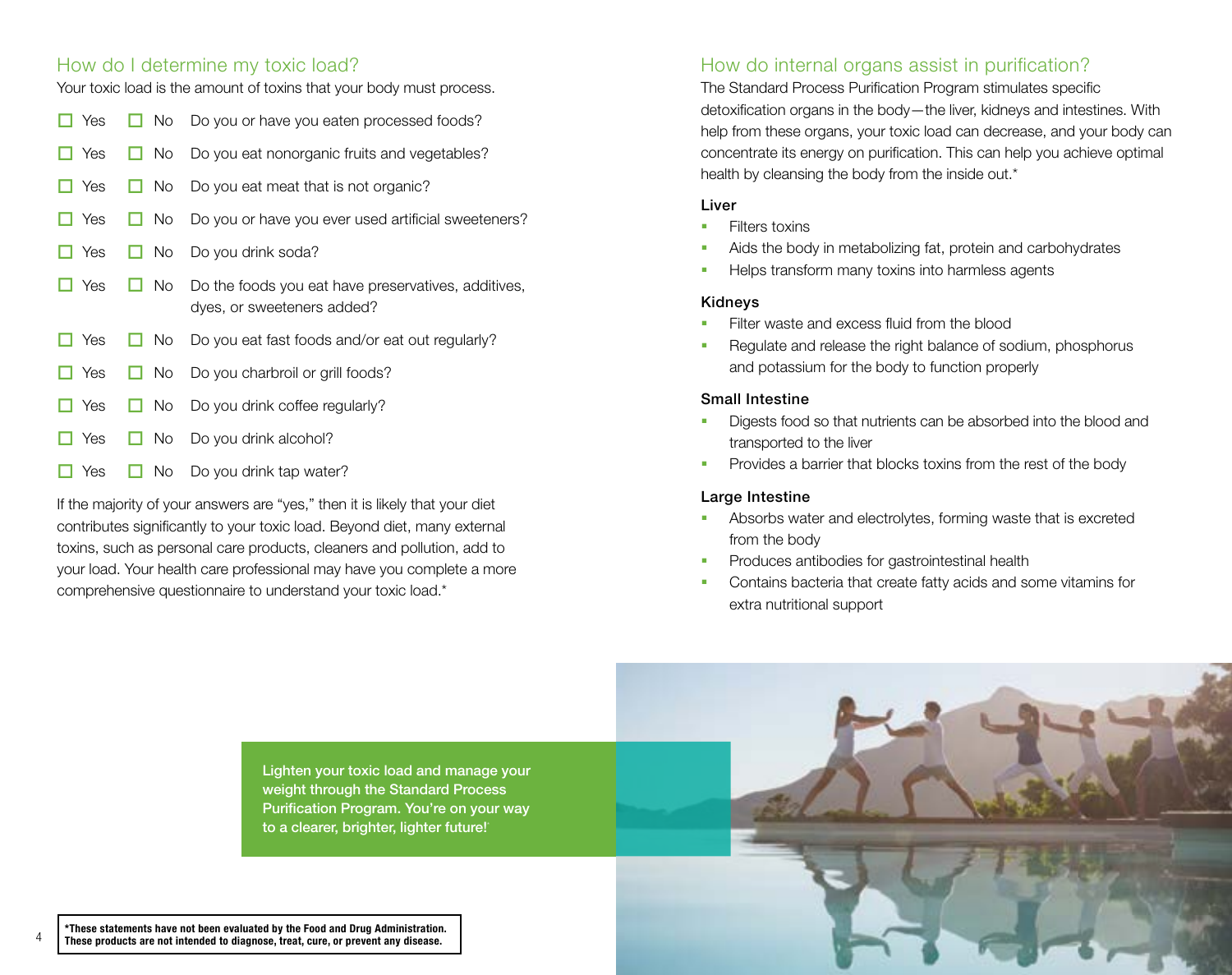## How do I determine my toxic load?

Your toxic load is the amount of toxins that your body must process.

- ☐ Yes ☐ No Do you or have you eaten processed foods?
- ☐ Yes ☐ No Do you eat nonorganic fruits and vegetables?
- ☐ Yes ☐ No Do you eat meat that is not organic?
- ☐ Yes ☐ No Do you or have you ever used artificial sweeteners?
- ☐ Yes ☐ No Do you drink soda?
- ☐ Yes ☐ No Do the foods you eat have preservatives, additives, dyes, or sweeteners added?
- ☐ Yes ☐ No Do you eat fast foods and/or eat out regularly?
- ☐ Yes ☐ No Do you charbroil or grill foods?
- ☐ Yes ☐ No Do you drink coffee regularly?
- ☐ Yes ☐ No Do you drink alcohol?
- ☐ Yes ☐ No Do you drink tap water?

If the majority of your answers are "yes," then it is likely that your diet contributes significantly to your toxic load. Beyond diet, many external toxins, such as personal care products, cleaners and pollution, add to your load. Your health care professional may have you complete a more comprehensive questionnaire to understand your toxic load.*

## How do internal organs assist in purification?

The Standard Process Purification Program stimulates specific detoxification organs in the body—the liver, kidneys and intestines. With help from these organs, your toxic load can decrease, and your body can concentrate its energy on purification. This can help you achieve optimal health by cleansing the body from the inside out.*

### Liver

- Filters toxins
- Aids the body in metabolizing fat, protein and carbohydrates
- Helps transform many toxins into harmless agents

### Kidneys

- Filter waste and excess fluid from the blood
- Regulate and release the right balance of sodium, phosphorus and potassium for the body to function properly

### Small Intestine

- Digests food so that nutrients can be absorbed into the blood and transported to the liver
- Provides a barrier that blocks toxins from the rest of the body

### Large Intestine

- Absorbs water and electrolytes, forming waste that is excreted from the body
- Produces antibodies for gastrointestinal health
- Contains bacteria that create fatty acids and some vitamins for extra nutritional support

Lighten your toxic load and manage your weight through the Standard Process Purification Program. You're on your way to a clearer, brighter, lighter future!*

**\*These statements have not been evaluated by the Food and Drug Administration. These products are not intended to diagnose, treat, cure, or prevent any disease.**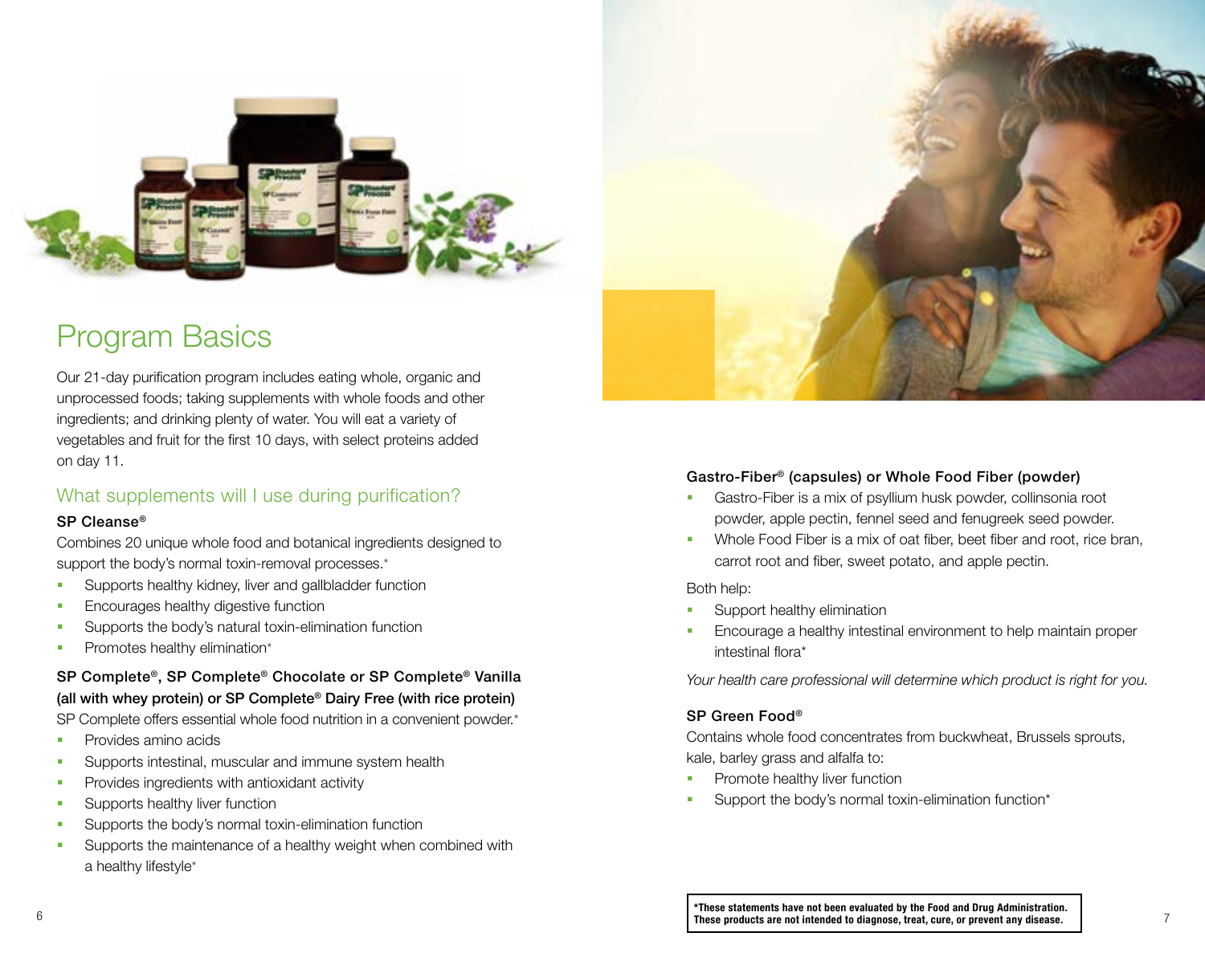# Program Basics

Our 21-day purification program includes eating whole, organic and unprocessed foods; taking supplements with whole foods and other ingredients; and drinking plenty of water. You will eat a variety of vegetables and fruit for the first 10 days, with select proteins added on day 11.

## What supplements will I use during purification?

### SP Cleanse®

Combines 20 unique whole food and botanical ingredients designed to support the body's normal toxin-removal processes.*

- Supports healthy kidney, liver and gallbladder function
- Encourages healthy digestive function
- Supports the body's natural toxin-elimination function
- Promotes healthy elimination*

### SP Complete®, SP Complete® Chocolate or SP Complete® Vanilla (all with whey protein) or SP Complete® Dairy Free (with rice protein)

SP Complete offers essential whole food nutrition in a convenient powder.*

- Provides amino acids
- Supports intestinal, muscular and immune system health
- Provides ingredients with antioxidant activity
- Supports healthy liver function
- Supports the body's normal toxin-elimination function
- Supports the maintenance of a healthy weight when combined with a healthy lifestyle*

### Gastro-Fiber® (capsules) or Whole Food Fiber (powder)

- Gastro-Fiber is a mix of psyllium husk powder, collinsonia root powder, apple pectin, fennel seed and fenugreek seed powder.
- Whole Food Fiber is a mix of oat fiber, beet fiber and root, rice bran, carrot root and fiber, sweet potato, and apple pectin.

Both help:

- Support healthy elimination
- Encourage a healthy intestinal environment to help maintain proper intestinal flora*

*Your health care professional will determine which product is right for you.*

### SP Green Food®

Contains whole food concentrates from buckwheat, Brussels sprouts, kale, barley grass and alfalfa to:

- Promote healthy liver function
- Support the body's normal toxin-elimination function*

**\*These statements have not been evaluated by the Food and Drug Administration. These products are not intended to diagnose, treat, cure, or prevent any disease.**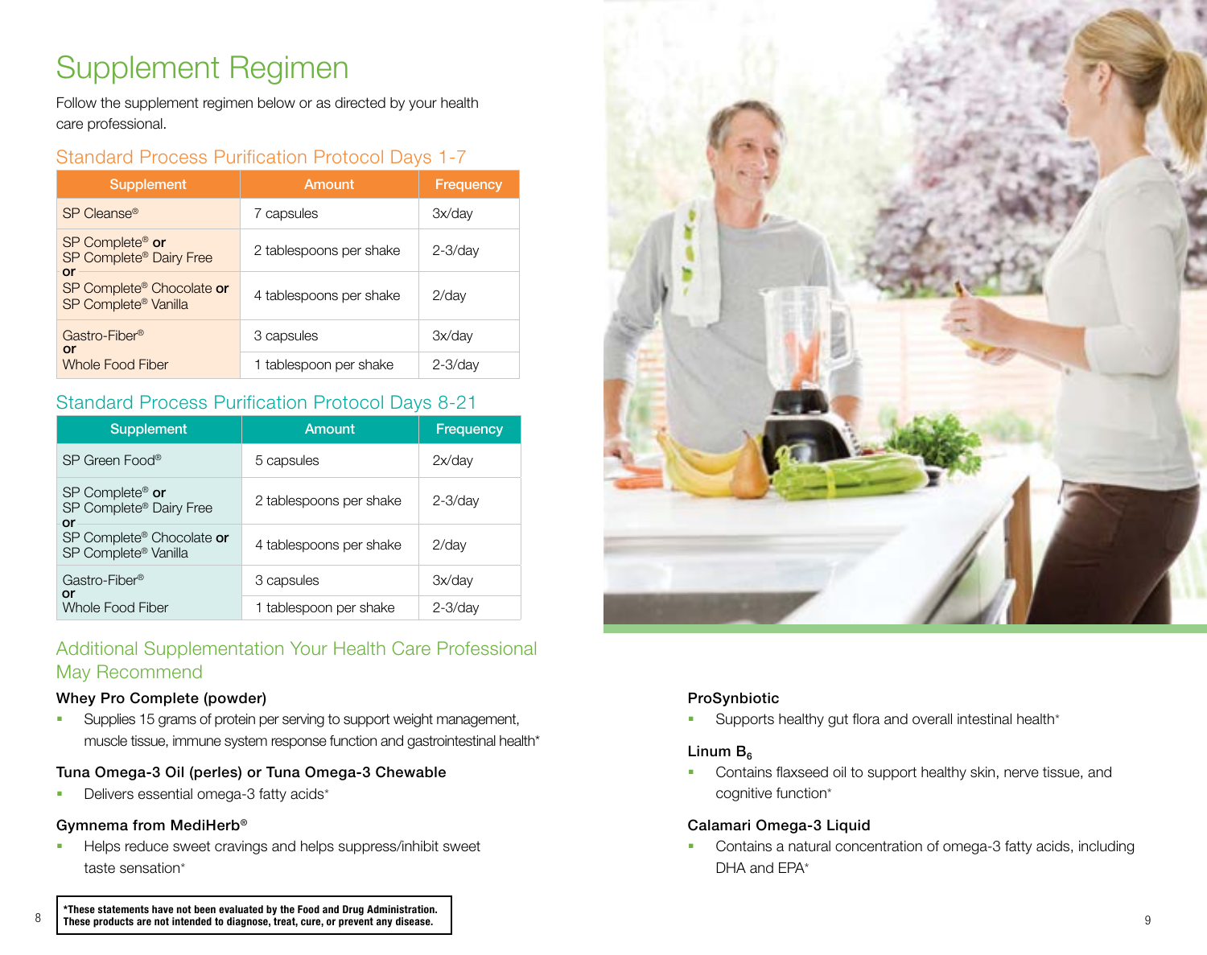# Supplement Regimen

Follow the supplement regimen below or as directed by your health care professional.

## Standard Process Purification Protocol Days 1-7

| Supplement | Amount | Frequency |
|---|---|---|
| SP Cleanse® | 7 capsules | 3x/day |
| SP Complete® **or** SP Complete® Dairy Free | 2 tablespoons per shake | 2-3/day |
| **or** SP Complete® Chocolate **or** SP Complete® Vanilla | 4 tablespoons per shake | 2/day |
| Gastro-Fiber® | 3 capsules | 3x/day |
| **or** Whole Food Fiber | 1 tablespoon per shake | 2-3/day |

## Standard Process Purification Protocol Days 8-21

| Supplement | Amount | Frequency |
|---|---|---|
| SP Green Food® | 5 capsules | 2x/day |
| SP Complete® **or** SP Complete® Dairy Free | 2 tablespoons per shake | 2-3/day |
| **or** SP Complete® Chocolate **or** SP Complete® Vanilla | 4 tablespoons per shake | 2/day |
| Gastro-Fiber® | 3 capsules | 3x/day |
| **or** Whole Food Fiber | 1 tablespoon per shake | 2-3/day |

## Additional Supplementation Your Health Care Professional May Recommend

### Whey Pro Complete (powder)

- Supplies 15 grams of protein per serving to support weight management, muscle tissue, immune system response function and gastrointestinal health*

### Tuna Omega-3 Oil (perles) or Tuna Omega-3 Chewable

- Delivers essential omega-3 fatty acids*

### Gymnema from MediHerb®

- Helps reduce sweet cravings and helps suppress/inhibit sweet taste sensation*

### ProSynbiotic

- Supports healthy gut flora and overall intestinal health*

### Linum $B_6$

- Contains flaxseed oil to support healthy skin, nerve tissue, and cognitive function*

### Calamari Omega-3 Liquid

- Contains a natural concentration of omega-3 fatty acids, including DHA and EPA*

**\*These statements have not been evaluated by the Food and Drug Administration. These products are not intended to diagnose, treat, cure, or prevent any disease.**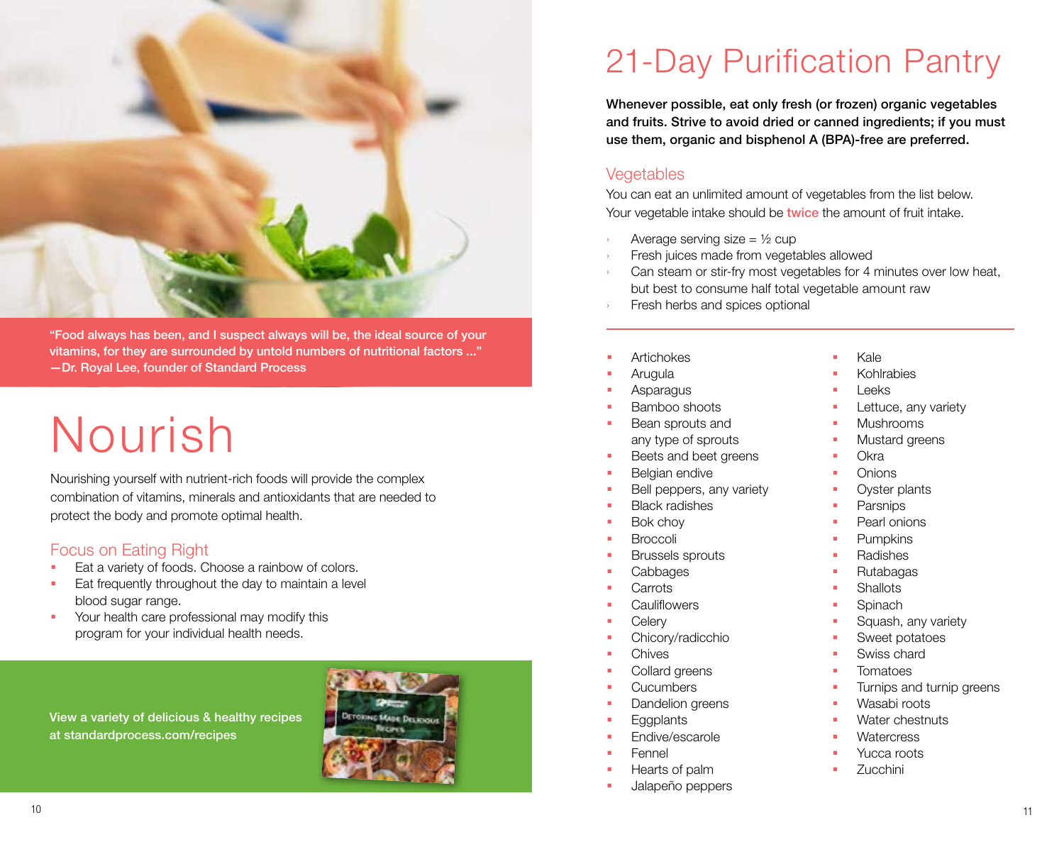"Food always has been, and I suspect always will be, the ideal source of your vitamins, for they are surrounded by untold numbers of nutritional factors ..."
—Dr. Royal Lee, founder of Standard Process

# Nourish

Nourishing yourself with nutrient-rich foods will provide the complex combination of vitamins, minerals and antioxidants that are needed to protect the body and promote optimal health.

## Focus on Eating Right

- Eat a variety of foods. Choose a rainbow of colors.
- Eat frequently throughout the day to maintain a level blood sugar range.
- Your health care professional may modify this program for your individual health needs.

View a variety of delicious & healthy recipes at standardprocess.com/recipes

# 21-Day Purification Pantry

**Whenever possible, eat only fresh (or frozen) organic vegetables and fruits. Strive to avoid dried or canned ingredients; if you must use them, organic and bisphenol A (BPA)-free are preferred.**

## Vegetables

You can eat an unlimited amount of vegetables from the list below. Your vegetable intake should be **twice** the amount of fruit intake.

- Average serving size = ½ cup
- Fresh juices made from vegetables allowed
- Can steam or stir-fry most vegetables for 4 minutes over low heat, but best to consume half total vegetable amount raw
- Fresh herbs and spices optional

---

- Artichokes
- Arugula
- Asparagus
- Bamboo shoots
- Bean sprouts and any type of sprouts
- Beets and beet greens
- Belgian endive
- Bell peppers, any variety
- Black radishes
- Bok choy
- Broccoli
- Brussels sprouts
- Cabbages
- Carrots
- Cauliflowers
- Celery
- Chicory/radicchio
- Chives
- Collard greens
- Cucumbers
- Dandelion greens
- Eggplants
- Endive/escarole
- Fennel
- Hearts of palm
- Jalapeño peppers
- Kale
- Kohlrabies
- Leeks
- Lettuce, any variety
- Mushrooms
- Mustard greens
- Okra
- Onions
- Oyster plants
- Parsnips
- Pearl onions
- Pumpkins
- Radishes
- Rutabagas
- Shallots
- Spinach
- Squash, any variety
- Sweet potatoes
- Swiss chard
- Tomatoes
- Turnips and turnip greens
- Wasabi roots
- Water chestnuts
- Watercress
- Yucca roots
- Zucchini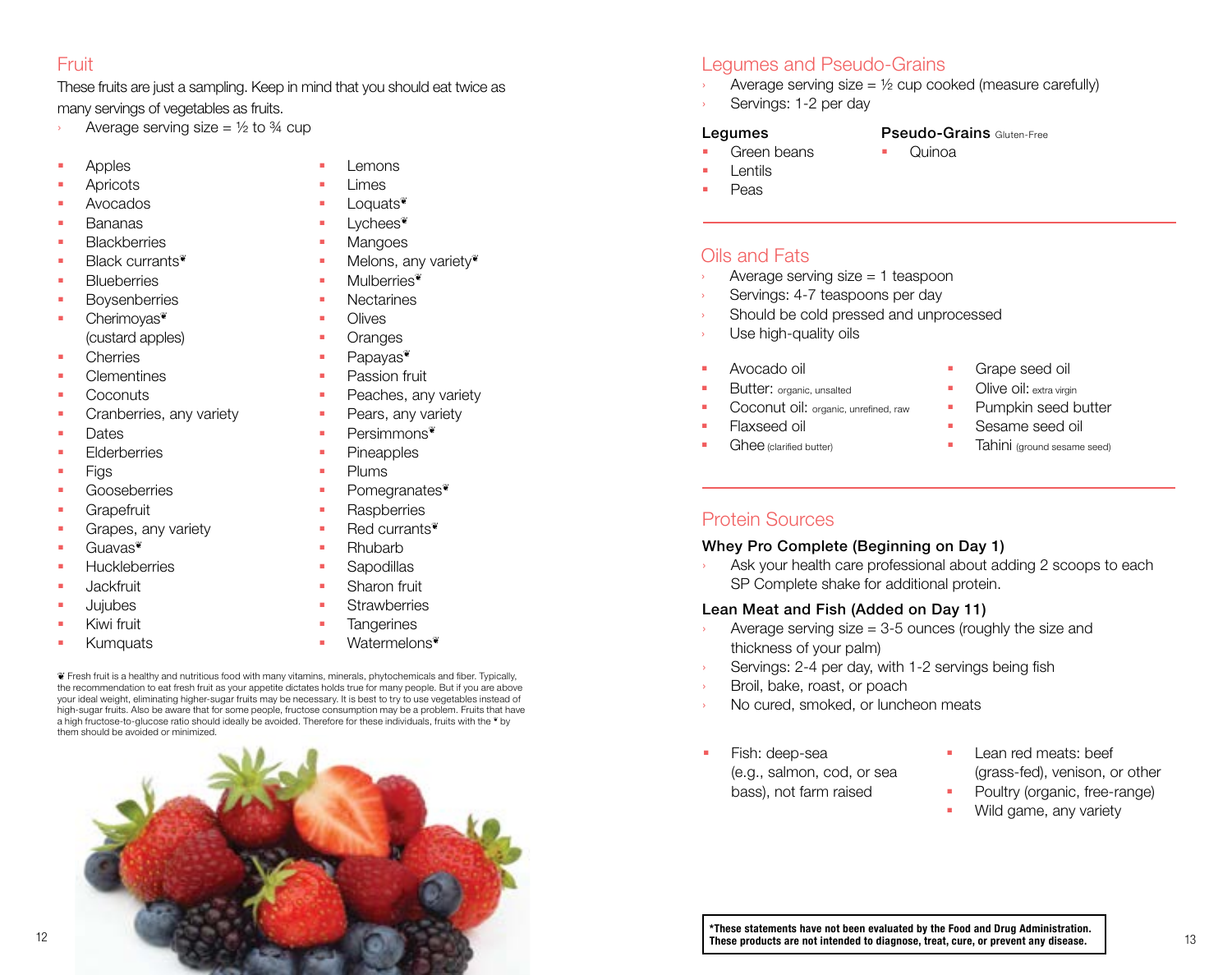## Fruit

These fruits are just a sampling. Keep in mind that you should eat twice as many servings of vegetables as fruits.

- Average serving size = ½ to ¾ cup

- Apples
- Apricots
- Avocados
- Bananas
- Blackberries
- Black currants❦
- Blueberries
- Boysenberries
- Cherimoyas❦ (custard apples)
- Cherries
- Clementines
- Coconuts
- Cranberries, any variety
- Dates
- Elderberries
- Figs
- Gooseberries
- Grapefruit
- Grapes, any variety
- Guavas❦
- Huckleberries
- Jackfruit
- Jujubes
- Kiwi fruit
- Kumquats
- Lemons
- Limes
- Loquats❦
- Lychees❦
- Mangoes
- Melons, any variety❦
- Mulberries❦
- Nectarines
- Olives
- Oranges
- Papayas❦
- Passion fruit
- Peaches, any variety
- Pears, any variety
- Persimmons❦
- Pineapples
- Plums
- Pomegranates❦
- Raspberries
- Red currants❦
- Rhubarb
- Sapodillas
- Sharon fruit
- Strawberries
- Tangerines
- Watermelons❦

❦ Fresh fruit is a healthy and nutritious food with many vitamins, minerals, phytochemicals and fiber. Typically, the recommendation to eat fresh fruit as your appetite dictates holds true for many people. But if you are above your ideal weight, eliminating higher-sugar fruits may be necessary. It is best to try to use vegetables instead of high-sugar fruits. Also be aware that for some people, fructose consumption may be a problem. Fruits that have a high fructose-to-glucose ratio should ideally be avoided. Therefore for these individuals, fruits with the ❦ by them should be avoided or minimized.

## Legumes and Pseudo-Grains

- Average serving size = ½ cup cooked (measure carefully)
- Servings: 1-2 per day

**Legumes**

- Green beans
- Lentils
- Peas

**Pseudo-Grains** Gluten-Free

- Quinoa

## Oils and Fats

- Average serving size = 1 teaspoon
- Servings: 4-7 teaspoons per day
- Should be cold pressed and unprocessed
- Use high-quality oils

- Avocado oil
- Butter: organic, unsalted
- Coconut oil: organic, unrefined, raw
- Flaxseed oil
- Ghee (clarified butter)
- Grape seed oil
- Olive oil: extra virgin
- Pumpkin seed butter
- Sesame seed oil
- Tahini (ground sesame seed)

## Protein Sources

**Whey Pro Complete (Beginning on Day 1)**

- Ask your health care professional about adding 2 scoops to each SP Complete shake for additional protein.

**Lean Meat and Fish (Added on Day 11)**

- Average serving size = 3-5 ounces (roughly the size and thickness of your palm)
- Servings: 2-4 per day, with 1-2 servings being fish
- Broil, bake, roast, or poach
- No cured, smoked, or luncheon meats

- Fish: deep-sea (e.g., salmon, cod, or sea bass), not farm raised
- Lean red meats: beef (grass-fed), venison, or other
- Poultry (organic, free-range)
- Wild game, any variety

**\*These statements have not been evaluated by the Food and Drug Administration. These products are not intended to diagnose, treat, cure, or prevent any disease.**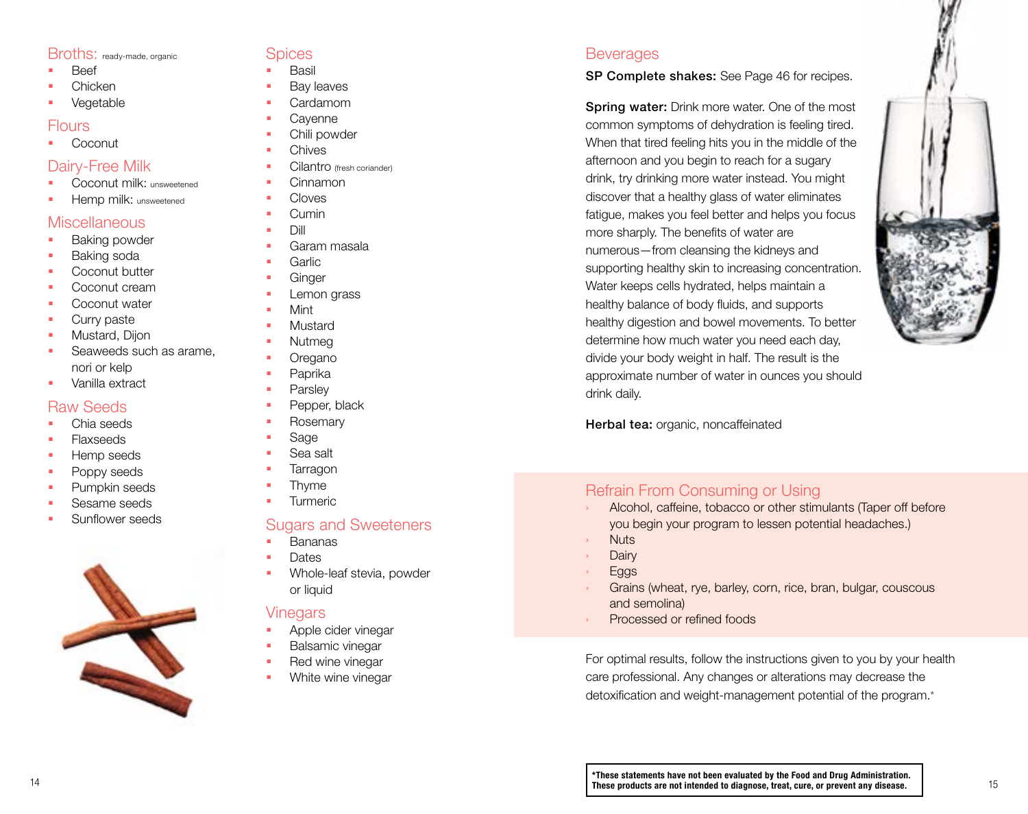## Broths: ready-made, organic

- Beef
- Chicken
- Vegetable

## Flours

- Coconut

## Dairy-Free Milk

- Coconut milk: unsweetened
- Hemp milk: unsweetened

## Miscellaneous

- Baking powder
- Baking soda
- Coconut butter
- Coconut cream
- Coconut water
- Curry paste
- Mustard, Dijon
- Seaweeds such as arame, nori or kelp
- Vanilla extract

## Raw Seeds

- Chia seeds
- Flaxseeds
- Hemp seeds
- Poppy seeds
- Pumpkin seeds
- Sesame seeds
- Sunflower seeds

## Spices

- Basil
- Bay leaves
- Cardamom
- Cayenne
- Chili powder
- Chives
- Cilantro (fresh coriander)
- Cinnamon
- Cloves
- Cumin
- Dill
- Garam masala
- Garlic
- Ginger
- Lemon grass
- Mint
- Mustard
- Nutmeg
- Oregano
- Paprika
- Parsley
- Pepper, black
- Rosemary
- Sage
- Sea salt
- Tarragon
- Thyme
- Turmeric

## Sugars and Sweeteners

- Bananas
- Dates
- Whole-leaf stevia, powder or liquid

## Vinegars

- Apple cider vinegar
- Balsamic vinegar
- Red wine vinegar
- White wine vinegar

## Beverages

**SP Complete shakes:** See Page 46 for recipes.

**Spring water:** Drink more water. One of the most common symptoms of dehydration is feeling tired. When that tired feeling hits you in the middle of the afternoon and you begin to reach for a sugary drink, try drinking more water instead. You might discover that a healthy glass of water eliminates fatigue, makes you feel better and helps you focus more sharply. The benefits of water are numerous—from cleansing the kidneys and supporting healthy skin to increasing concentration. Water keeps cells hydrated, helps maintain a healthy balance of body fluids, and supports healthy digestion and bowel movements. To better determine how much water you need each day, divide your body weight in half. The result is the approximate number of water in ounces you should drink daily.

**Herbal tea:** organic, noncaffeinated

## Refrain From Consuming or Using

- Alcohol, caffeine, tobacco or other stimulants (Taper off before you begin your program to lessen potential headaches.)
- Nuts
- Dairy
- Eggs
- Grains (wheat, rye, barley, corn, rice, bran, bulgar, couscous and semolina)
- Processed or refined foods

For optimal results, follow the instructions given to you by your health care professional. Any changes or alterations may decrease the detoxification and weight-management potential of the program.*

**\*These statements have not been evaluated by the Food and Drug Administration. These products are not intended to diagnose, treat, cure, or prevent any disease.**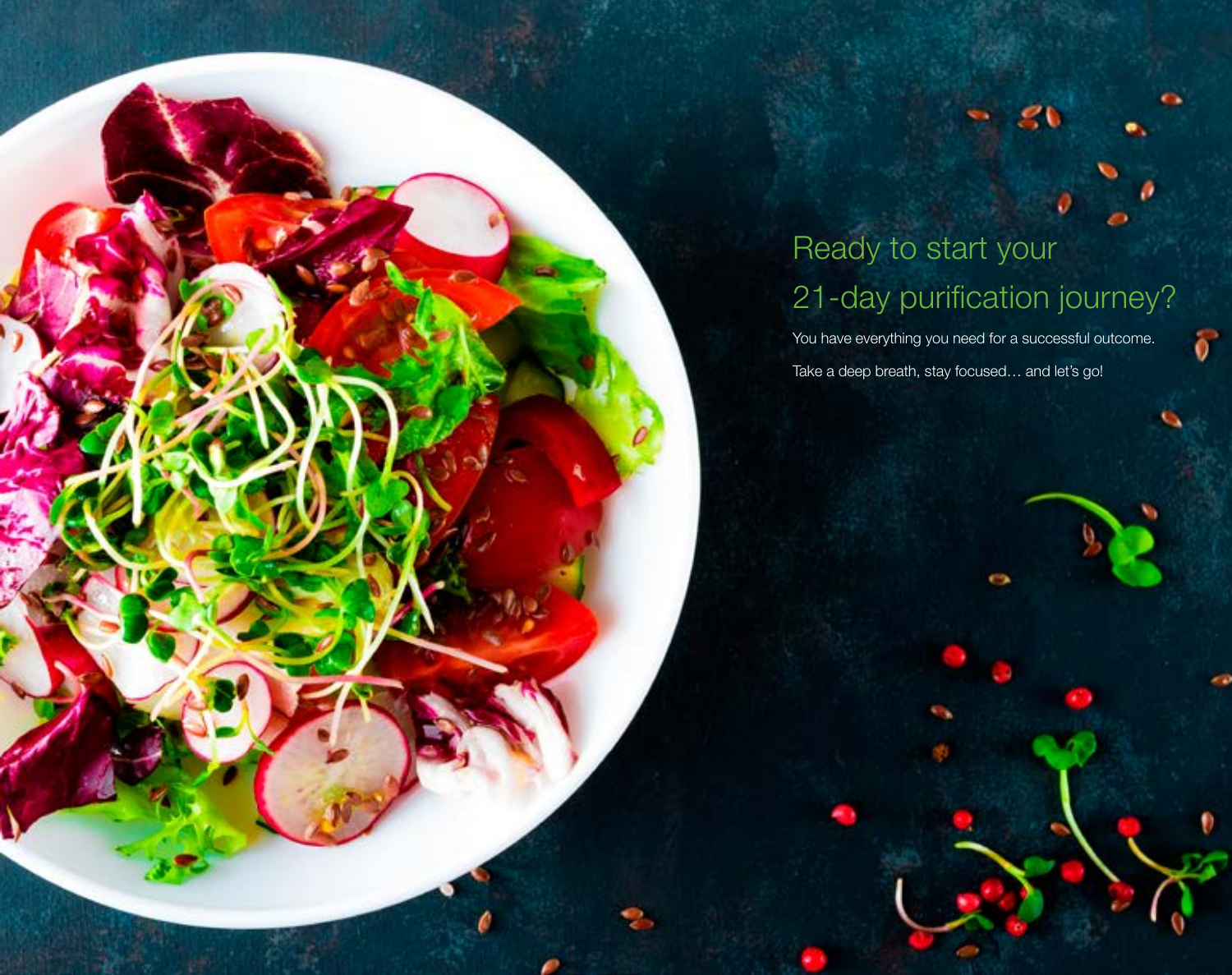## Ready to start your 21-day purification journey?

You have everything you need for a successful outcome.

Take a deep breath, stay focused… and let's go!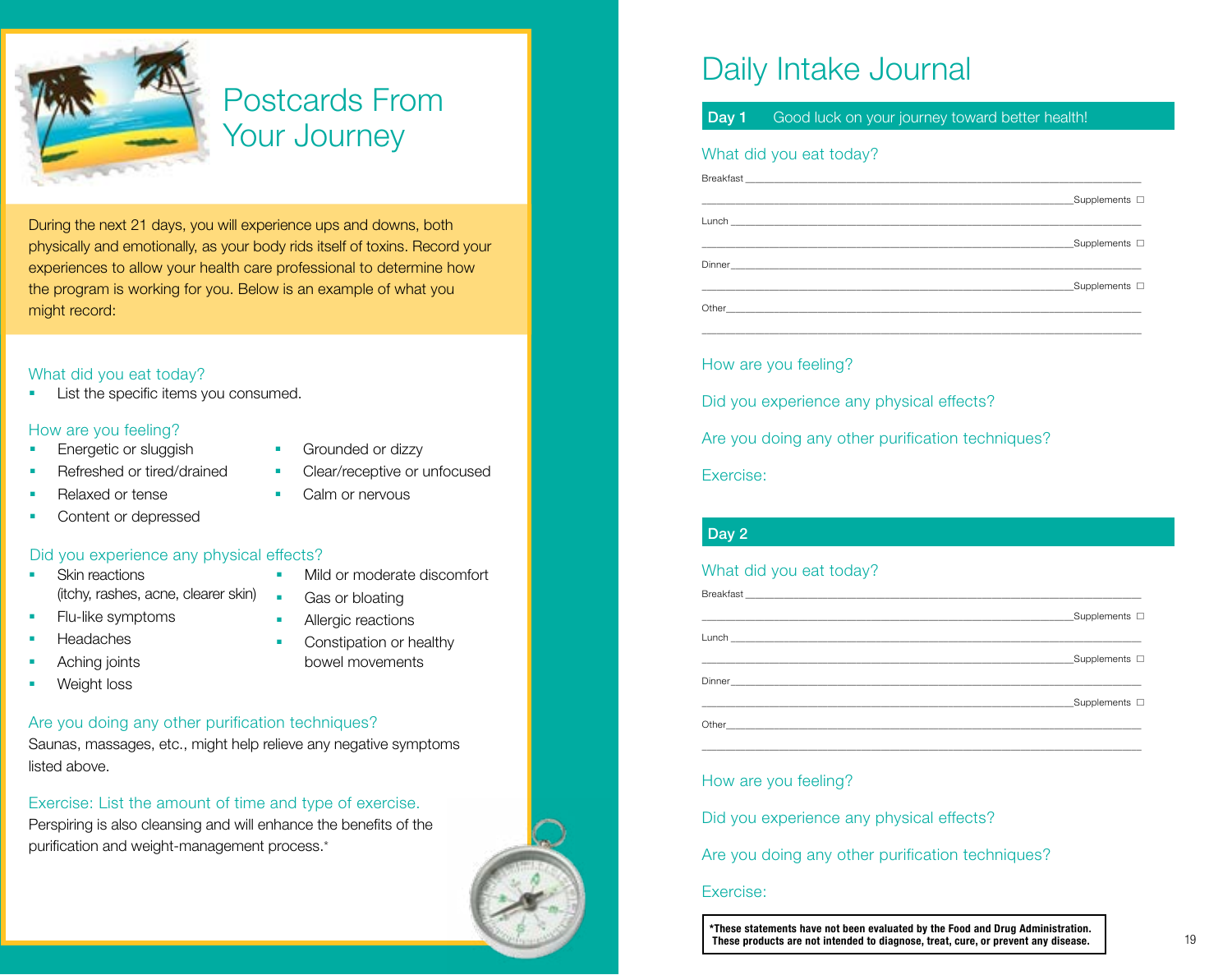# Postcards From Your Journey

During the next 21 days, you will experience ups and downs, both physically and emotionally, as your body rids itself of toxins. Record your experiences to allow your health care professional to determine how the program is working for you. Below is an example of what you might record:

### What did you eat today?

- List the specific items you consumed.

### How are you feeling?

- Energetic or sluggish
- Refreshed or tired/drained
- Relaxed or tense
- Content or depressed
- Grounded or dizzy
- Clear/receptive or unfocused
- Calm or nervous

### Did you experience any physical effects?

- Skin reactions (itchy, rashes, acne, clearer skin)
- Flu-like symptoms
- Headaches
- Aching joints
- Weight loss
- Mild or moderate discomfort
- Gas or bloating
- Allergic reactions
- Constipation or healthy bowel movements

### Are you doing any other purification techniques?

Saunas, massages, etc., might help relieve any negative symptoms listed above.

### Exercise: List the amount of time and type of exercise.

Perspiring is also cleansing and will enhance the benefits of the purification and weight-management process.*

# Daily Intake Journal

## Day 1 Good luck on your journey toward better health!

### What did you eat today?

Breakfast ____________________________________________

____________________________________________ Supplements ☐

Lunch ____________________________________________

____________________________________________ Supplements ☐

Dinner ____________________________________________

____________________________________________ Supplements ☐

Other ____________________________________________

____________________________________________

### How are you feeling?

### Did you experience any physical effects?

### Are you doing any other purification techniques?

### Exercise:

## Day 2

### What did you eat today?

Breakfast ____________________________________________

____________________________________________ Supplements ☐

Lunch ____________________________________________

____________________________________________ Supplements ☐

Dinner ____________________________________________

____________________________________________ Supplements ☐

Other ____________________________________________

____________________________________________

### How are you feeling?

### Did you experience any physical effects?

### Are you doing any other purification techniques?

### Exercise:

**\*These statements have not been evaluated by the Food and Drug Administration. These products are not intended to diagnose, treat, cure, or prevent any disease.**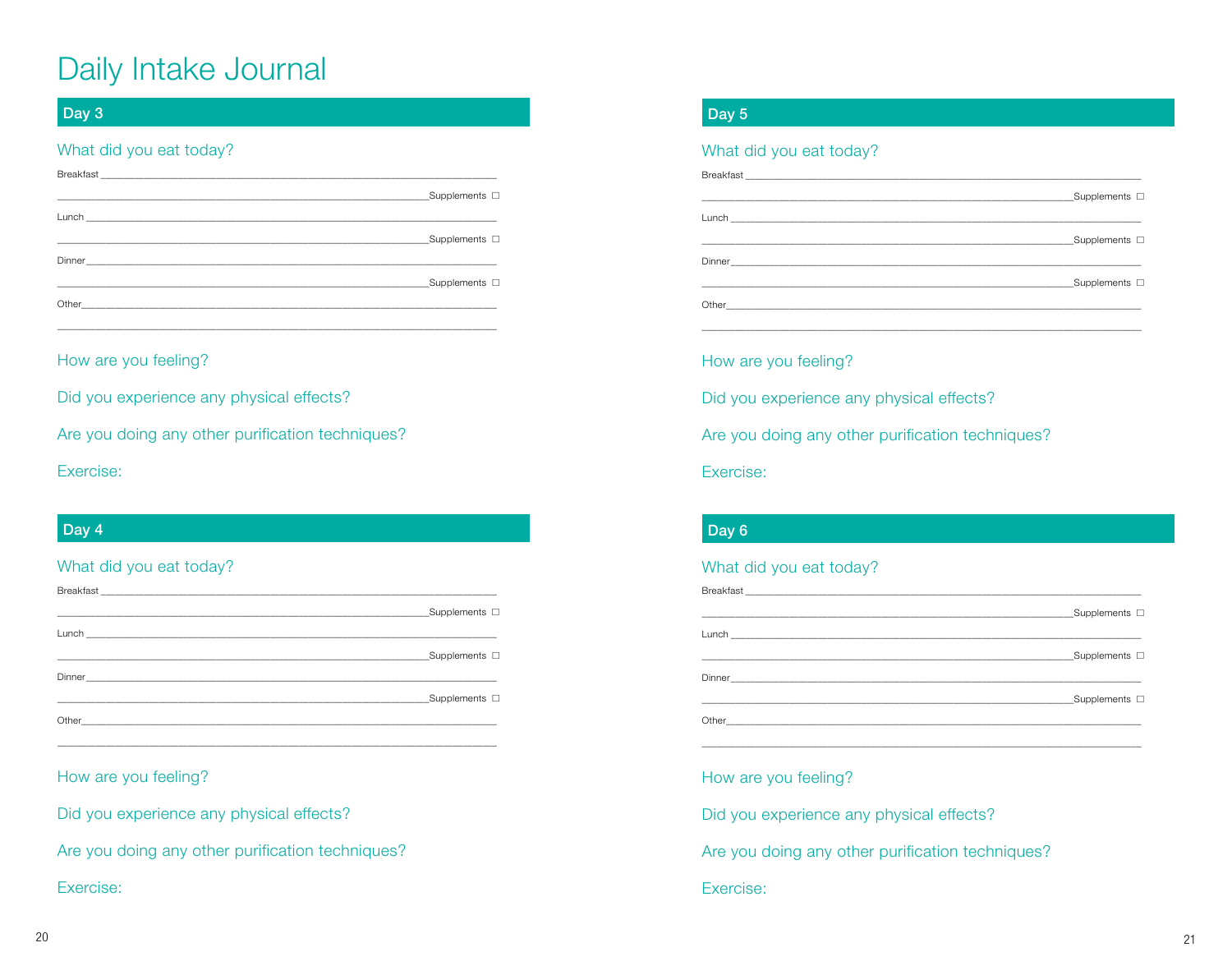# Daily Intake Journal

## Day 3

### What did you eat today?

Breakfast ______________________________________________________________

______________________________________________________________ Supplements ☐

Lunch ______________________________________________________________

______________________________________________________________ Supplements ☐

Dinner ______________________________________________________________

______________________________________________________________ Supplements ☐

Other ______________________________________________________________

______________________________________________________________

### How are you feeling?

### Did you experience any physical effects?

### Are you doing any other purification techniques?

### Exercise:

## Day 4

### What did you eat today?

Breakfast ______________________________________________________________

______________________________________________________________ Supplements ☐

Lunch ______________________________________________________________

______________________________________________________________ Supplements ☐

Dinner ______________________________________________________________

______________________________________________________________ Supplements ☐

Other ______________________________________________________________

______________________________________________________________

### How are you feeling?

### Did you experience any physical effects?

### Are you doing any other purification techniques?

### Exercise:

## Day 5

### What did you eat today?

Breakfast ______________________________________________________________

______________________________________________________________ Supplements ☐

Lunch ______________________________________________________________

______________________________________________________________ Supplements ☐

Dinner ______________________________________________________________

______________________________________________________________ Supplements ☐

Other ______________________________________________________________

______________________________________________________________

### How are you feeling?

### Did you experience any physical effects?

### Are you doing any other purification techniques?

### Exercise:

## Day 6

### What did you eat today?

Breakfast ______________________________________________________________

______________________________________________________________ Supplements ☐

Lunch ______________________________________________________________

______________________________________________________________ Supplements ☐

Dinner ______________________________________________________________

______________________________________________________________ Supplements ☐

Other ______________________________________________________________

______________________________________________________________

### How are you feeling?

### Did you experience any physical effects?

### Are you doing any other purification techniques?

### Exercise: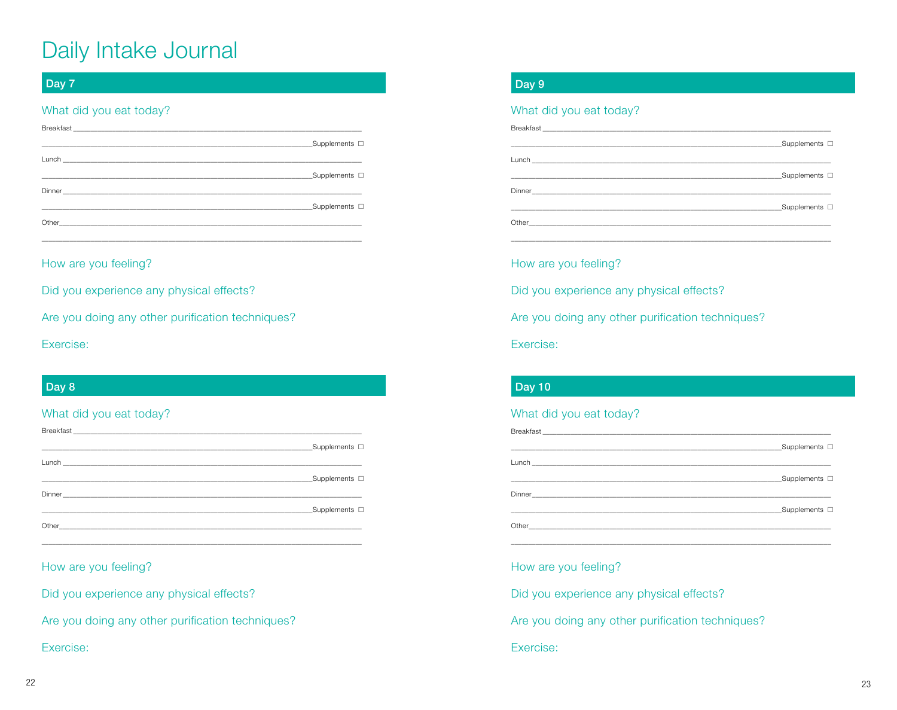# Daily Intake Journal

## Day 7

### What did you eat today?

Breakfast ______________________________________________

______________________________________________ Supplements ☐

Lunch ______________________________________________

______________________________________________ Supplements ☐

Dinner ______________________________________________

______________________________________________ Supplements ☐

Other ______________________________________________

______________________________________________

### How are you feeling?

### Did you experience any physical effects?

### Are you doing any other purification techniques?

### Exercise:

## Day 8

### What did you eat today?

Breakfast ______________________________________________

______________________________________________ Supplements ☐

Lunch ______________________________________________

______________________________________________ Supplements ☐

Dinner ______________________________________________

______________________________________________ Supplements ☐

Other ______________________________________________

______________________________________________

### How are you feeling?

### Did you experience any physical effects?

### Are you doing any other purification techniques?

### Exercise:

## Day 9

### What did you eat today?

Breakfast ______________________________________________

______________________________________________ Supplements ☐

Lunch ______________________________________________

______________________________________________ Supplements ☐

Dinner ______________________________________________

______________________________________________ Supplements ☐

Other ______________________________________________

______________________________________________

### How are you feeling?

### Did you experience any physical effects?

### Are you doing any other purification techniques?

### Exercise:

## Day 10

### What did you eat today?

Breakfast ______________________________________________

______________________________________________ Supplements ☐

Lunch ______________________________________________

______________________________________________ Supplements ☐

Dinner ______________________________________________

______________________________________________ Supplements ☐

Other ______________________________________________

______________________________________________

### How are you feeling?

### Did you experience any physical effects?

### Are you doing any other purification techniques?

### Exercise: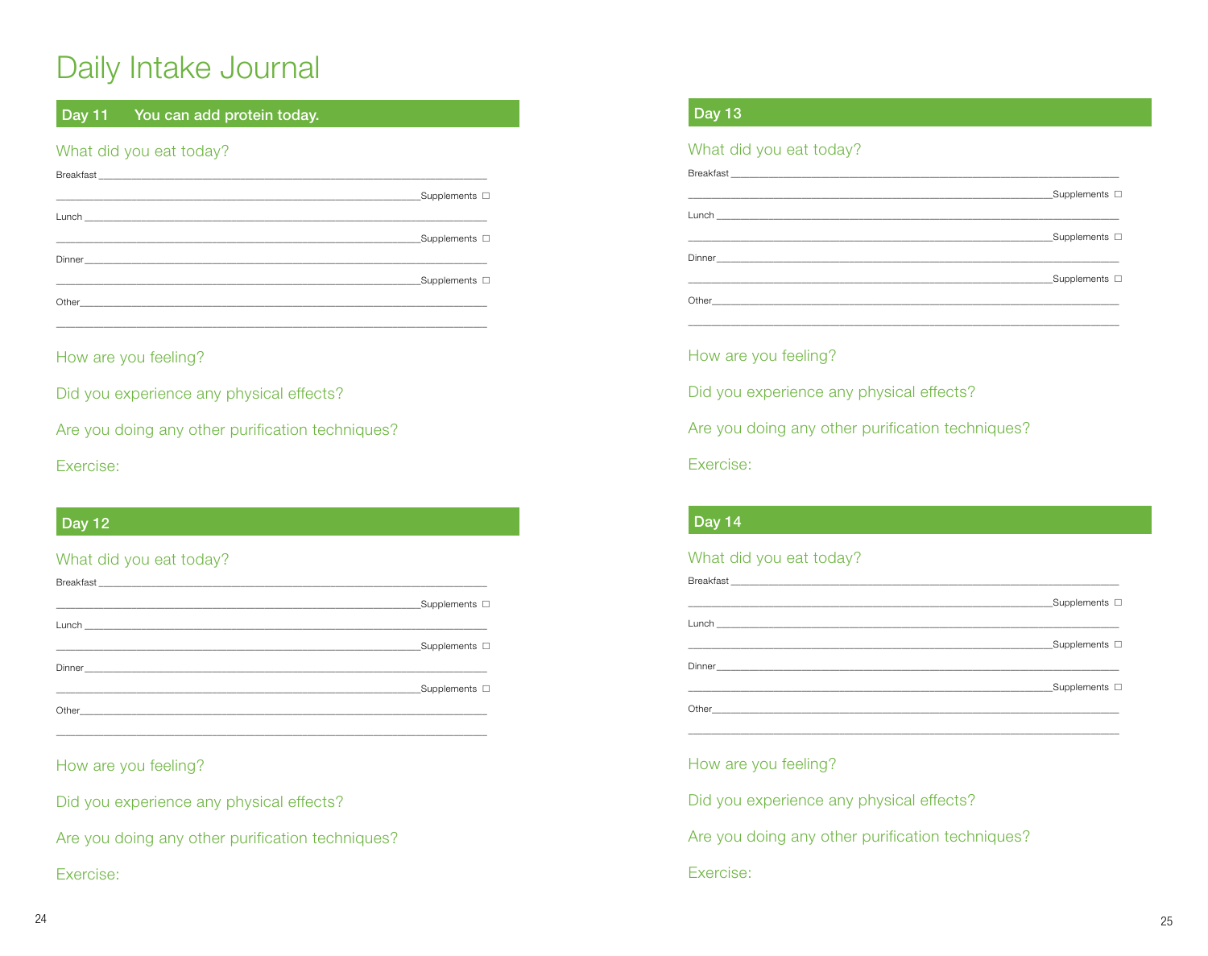# Daily Intake Journal

## Day 11 You can add protein today.

### What did you eat today?

Breakfast ______________________________________________

______________________________________________ Supplements ☐

Lunch ______________________________________________

______________________________________________ Supplements ☐

Dinner ______________________________________________

______________________________________________ Supplements ☐

Other ______________________________________________

______________________________________________

### How are you feeling?

### Did you experience any physical effects?

### Are you doing any other purification techniques?

### Exercise:

## Day 12

### What did you eat today?

Breakfast ______________________________________________

______________________________________________ Supplements ☐

Lunch ______________________________________________

______________________________________________ Supplements ☐

Dinner ______________________________________________

______________________________________________ Supplements ☐

Other ______________________________________________

______________________________________________

### How are you feeling?

### Did you experience any physical effects?

### Are you doing any other purification techniques?

### Exercise:

## Day 13

### What did you eat today?

Breakfast ______________________________________________

______________________________________________ Supplements ☐

Lunch ______________________________________________

______________________________________________ Supplements ☐

Dinner ______________________________________________

______________________________________________ Supplements ☐

Other ______________________________________________

______________________________________________

### How are you feeling?

### Did you experience any physical effects?

### Are you doing any other purification techniques?

### Exercise:

## Day 14

### What did you eat today?

Breakfast ______________________________________________

______________________________________________ Supplements ☐

Lunch ______________________________________________

______________________________________________ Supplements ☐

Dinner ______________________________________________

______________________________________________ Supplements ☐

Other ______________________________________________

______________________________________________

### How are you feeling?

### Did you experience any physical effects?

### Are you doing any other purification techniques?

### Exercise: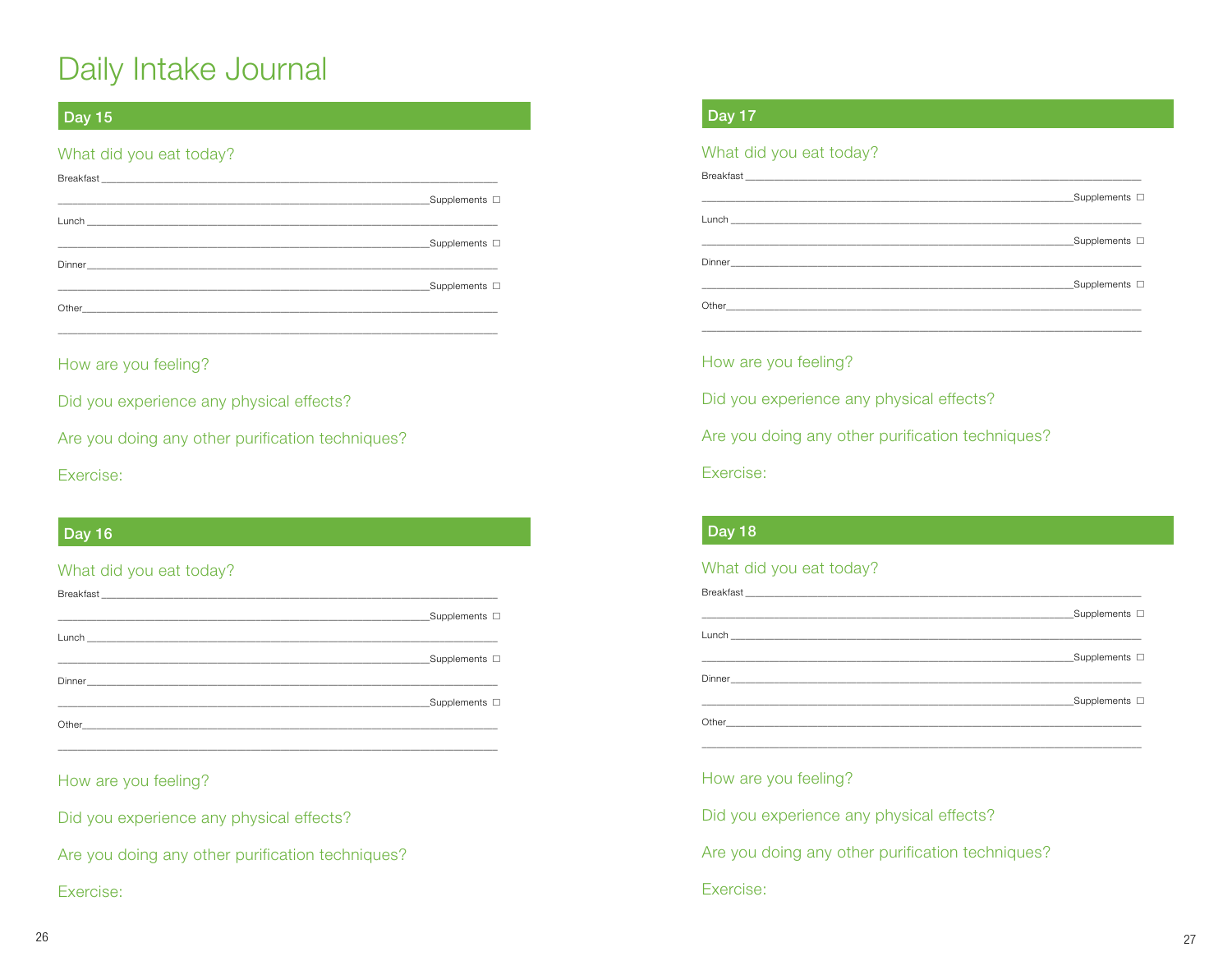# Daily Intake Journal

## Day 15

### What did you eat today?

Breakfast ______________________________________________

______________________________________________ Supplements ☐

Lunch ______________________________________________

______________________________________________ Supplements ☐

Dinner ______________________________________________

______________________________________________ Supplements ☐

Other ______________________________________________

______________________________________________

### How are you feeling?

### Did you experience any physical effects?

### Are you doing any other purification techniques?

### Exercise:

## Day 16

### What did you eat today?

Breakfast ______________________________________________

______________________________________________ Supplements ☐

Lunch ______________________________________________

______________________________________________ Supplements ☐

Dinner ______________________________________________

______________________________________________ Supplements ☐

Other ______________________________________________

______________________________________________

### How are you feeling?

### Did you experience any physical effects?

### Are you doing any other purification techniques?

### Exercise:

## Day 17

### What did you eat today?

Breakfast ______________________________________________

______________________________________________ Supplements ☐

Lunch ______________________________________________

______________________________________________ Supplements ☐

Dinner ______________________________________________

______________________________________________ Supplements ☐

Other ______________________________________________

______________________________________________

### How are you feeling?

### Did you experience any physical effects?

### Are you doing any other purification techniques?

### Exercise:

## Day 18

### What did you eat today?

Breakfast ______________________________________________

______________________________________________ Supplements ☐

Lunch ______________________________________________

______________________________________________ Supplements ☐

Dinner ______________________________________________

______________________________________________ Supplements ☐

Other ______________________________________________

______________________________________________

### How are you feeling?

### Did you experience any physical effects?

### Are you doing any other purification techniques?

### Exercise: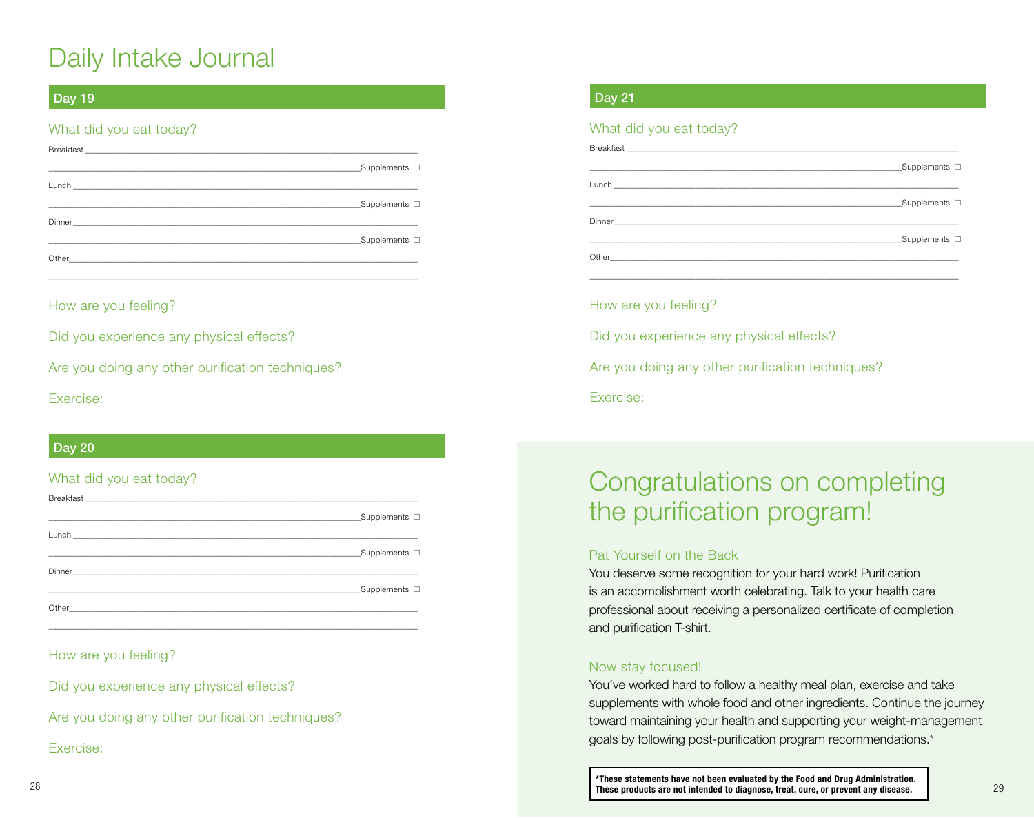# Daily Intake Journal

## Day 19

### What did you eat today?

Breakfast ______________________________________________________________

______________________________________________________________ Supplements ☐

Lunch ______________________________________________________________

______________________________________________________________ Supplements ☐

Dinner ______________________________________________________________

______________________________________________________________ Supplements ☐

Other ______________________________________________________________

______________________________________________________________

### How are you feeling?

### Did you experience any physical effects?

### Are you doing any other purification techniques?

### Exercise:

## Day 20

### What did you eat today?

Breakfast ______________________________________________________________

______________________________________________________________ Supplements ☐

Lunch ______________________________________________________________

______________________________________________________________ Supplements ☐

Dinner ______________________________________________________________

______________________________________________________________ Supplements ☐

Other ______________________________________________________________

______________________________________________________________

### How are you feeling?

### Did you experience any physical effects?

### Are you doing any other purification techniques?

### Exercise:

## Day 21

### What did you eat today?

Breakfast ______________________________________________________________

______________________________________________________________ Supplements ☐

Lunch ______________________________________________________________

______________________________________________________________ Supplements ☐

Dinner ______________________________________________________________

______________________________________________________________ Supplements ☐

Other ______________________________________________________________

______________________________________________________________

### How are you feeling?

### Did you experience any physical effects?

### Are you doing any other purification techniques?

### Exercise:

# Congratulations on completing the purification program!

### Pat Yourself on the Back

You deserve some recognition for your hard work! Purification is an accomplishment worth celebrating. Talk to your health care professional about receiving a personalized certificate of completion and purification T-shirt.

### Now stay focused!

You've worked hard to follow a healthy meal plan, exercise and take supplements with whole food and other ingredients. Continue the journey toward maintaining your health and supporting your weight-management goals by following post-purification program recommendations.*

**\*These statements have not been evaluated by the Food and Drug Administration. These products are not intended to diagnose, treat, cure, or prevent any disease.**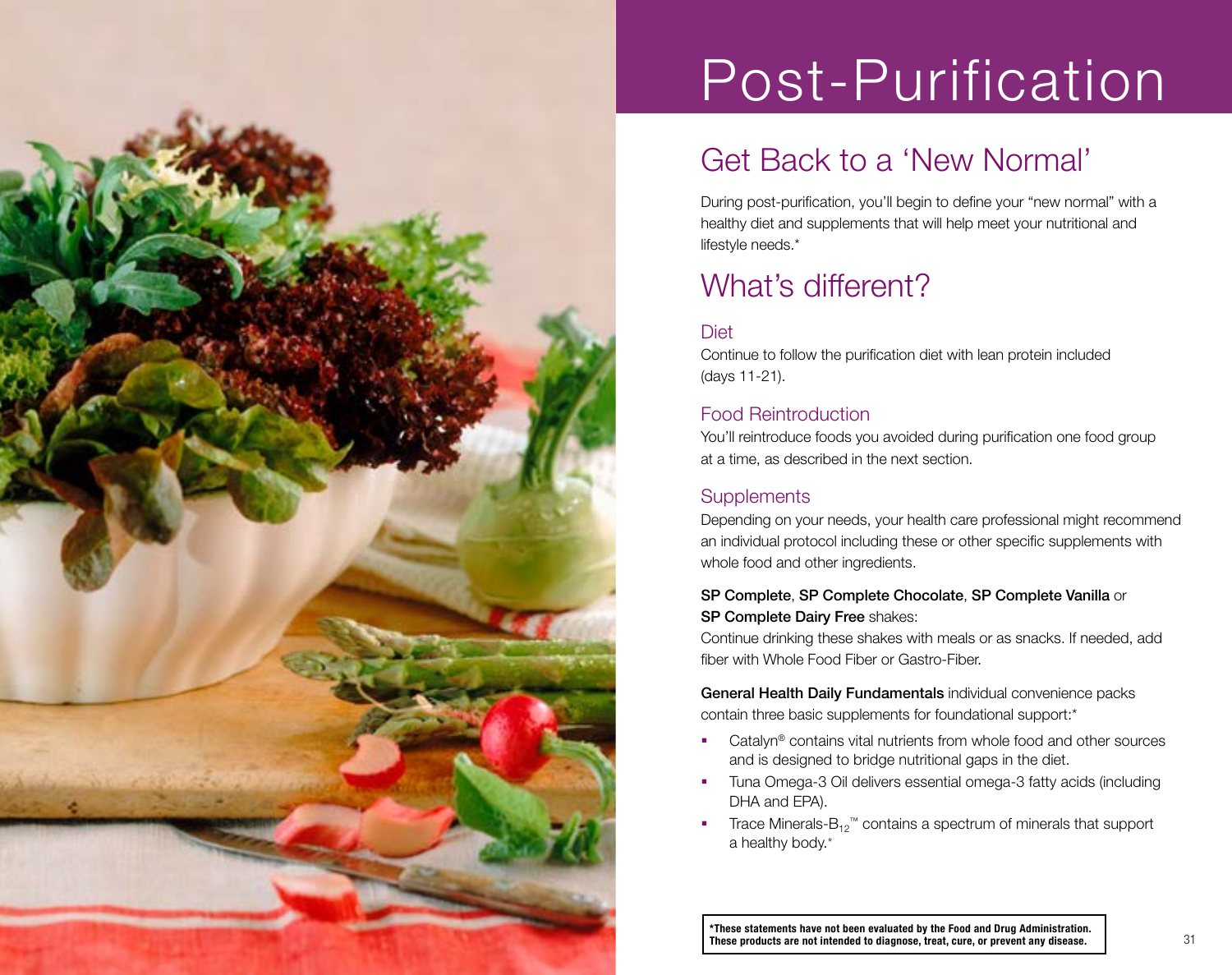# Post-Purification

## Get Back to a 'New Normal'

During post-purification, you'll begin to define your "new normal" with a healthy diet and supplements that will help meet your nutritional and lifestyle needs.*

## What's different?

### Diet

Continue to follow the purification diet with lean protein included (days 11-21).

### Food Reintroduction

You'll reintroduce foods you avoided during purification one food group at a time, as described in the next section.

### Supplements

Depending on your needs, your health care professional might recommend an individual protocol including these or other specific supplements with whole food and other ingredients.

**SP Complete**, **SP Complete Chocolate**, **SP Complete Vanilla** or **SP Complete Dairy Free** shakes:
Continue drinking these shakes with meals or as snacks. If needed, add fiber with Whole Food Fiber or Gastro-Fiber.

**General Health Daily Fundamentals** individual convenience packs contain three basic supplements for foundational support:*

- Catalyn® contains vital nutrients from whole food and other sources and is designed to bridge nutritional gaps in the diet.
- Tuna Omega-3 Oil delivers essential omega-3 fatty acids (including DHA and EPA).
- Trace Minerals-$B_{12}$™ contains a spectrum of minerals that support a healthy body.*

**\*These statements have not been evaluated by the Food and Drug Administration. These products are not intended to diagnose, treat, cure, or prevent any disease.**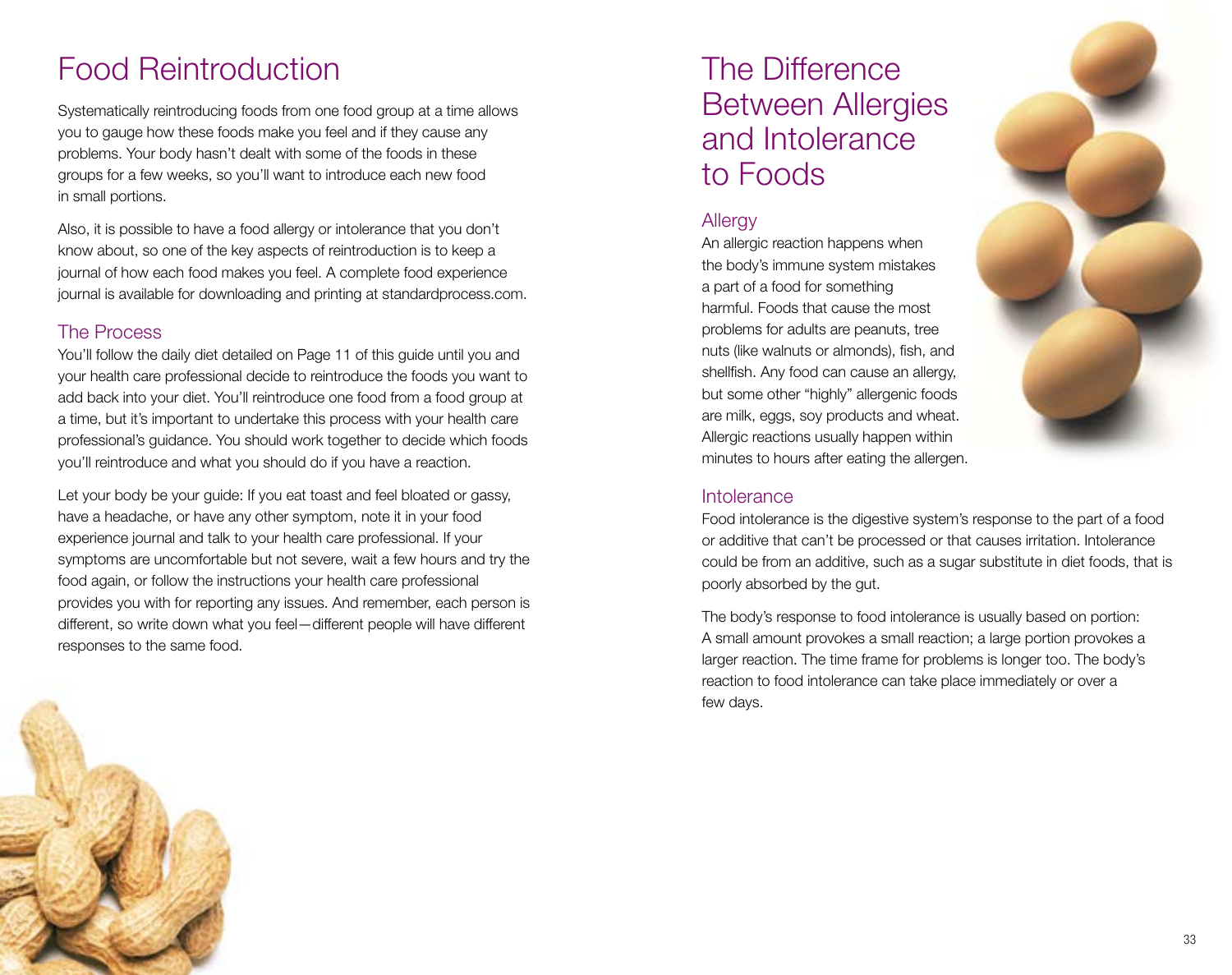# Food Reintroduction

Systematically reintroducing foods from one food group at a time allows you to gauge how these foods make you feel and if they cause any problems. Your body hasn't dealt with some of the foods in these groups for a few weeks, so you'll want to introduce each new food in small portions.

Also, it is possible to have a food allergy or intolerance that you don't know about, so one of the key aspects of reintroduction is to keep a journal of how each food makes you feel. A complete food experience journal is available for downloading and printing at standardprocess.com.

## The Process

You'll follow the daily diet detailed on Page 11 of this guide until you and your health care professional decide to reintroduce the foods you want to add back into your diet. You'll reintroduce one food from a food group at a time, but it's important to undertake this process with your health care professional's guidance. You should work together to decide which foods you'll reintroduce and what you should do if you have a reaction.

Let your body be your guide: If you eat toast and feel bloated or gassy, have a headache, or have any other symptom, note it in your food experience journal and talk to your health care professional. If your symptoms are uncomfortable but not severe, wait a few hours and try the food again, or follow the instructions your health care professional provides you with for reporting any issues. And remember, each person is different, so write down what you feel—different people will have different responses to the same food.

# The Difference Between Allergies and Intolerance to Foods

## Allergy

An allergic reaction happens when the body's immune system mistakes a part of a food for something harmful. Foods that cause the most problems for adults are peanuts, tree nuts (like walnuts or almonds), fish, and shellfish. Any food can cause an allergy, but some other "highly" allergenic foods are milk, eggs, soy products and wheat. Allergic reactions usually happen within minutes to hours after eating the allergen.

## Intolerance

Food intolerance is the digestive system's response to the part of a food or additive that can't be processed or that causes irritation. Intolerance could be from an additive, such as a sugar substitute in diet foods, that is poorly absorbed by the gut.

The body's response to food intolerance is usually based on portion: A small amount provokes a small reaction; a large portion provokes a larger reaction. The time frame for problems is longer too. The body's reaction to food intolerance can take place immediately or over a few days.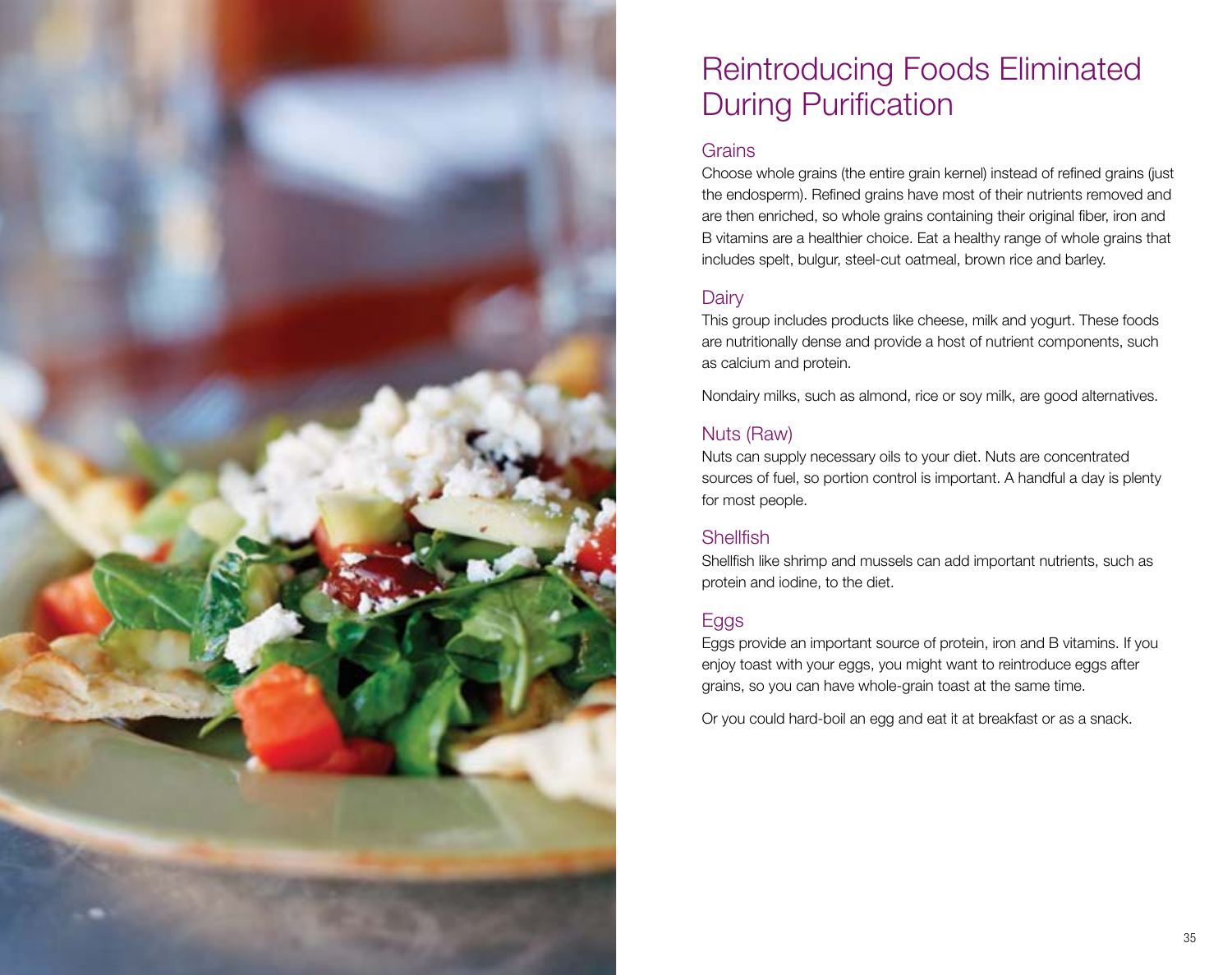# Reintroducing Foods Eliminated During Purification

## Grains

Choose whole grains (the entire grain kernel) instead of refined grains (just the endosperm). Refined grains have most of their nutrients removed and are then enriched, so whole grains containing their original fiber, iron and B vitamins are a healthier choice. Eat a healthy range of whole grains that includes spelt, bulgur, steel-cut oatmeal, brown rice and barley.

## Dairy

This group includes products like cheese, milk and yogurt. These foods are nutritionally dense and provide a host of nutrient components, such as calcium and protein.

Nondairy milks, such as almond, rice or soy milk, are good alternatives.

## Nuts (Raw)

Nuts can supply necessary oils to your diet. Nuts are concentrated sources of fuel, so portion control is important. A handful a day is plenty for most people.

## Shellfish

Shellfish like shrimp and mussels can add important nutrients, such as protein and iodine, to the diet.

## Eggs

Eggs provide an important source of protein, iron and B vitamins. If you enjoy toast with your eggs, you might want to reintroduce eggs after grains, so you can have whole-grain toast at the same time.

Or you could hard-boil an egg and eat it at breakfast or as a snack.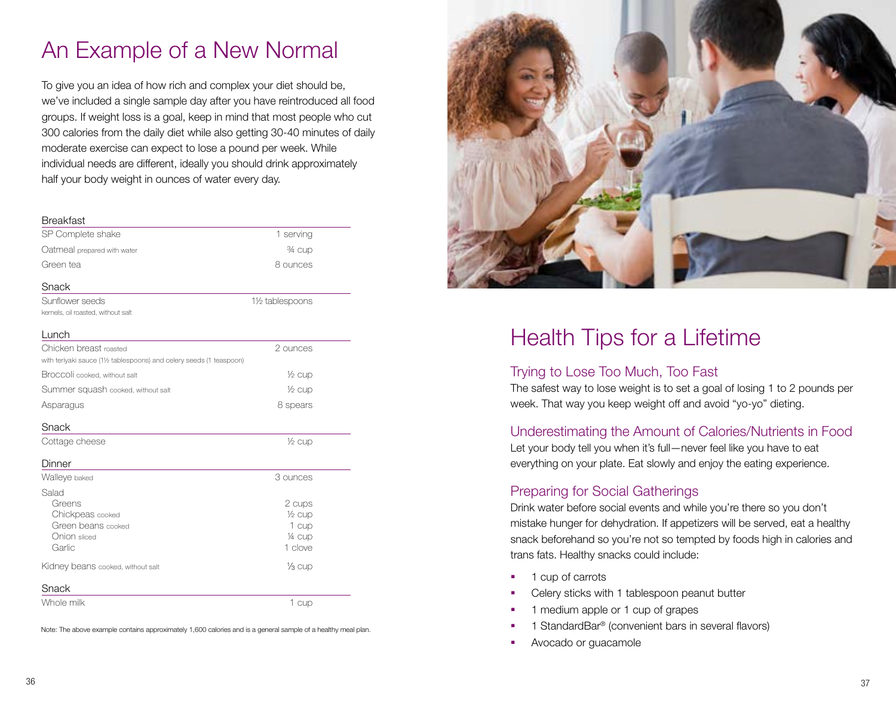# An Example of a New Normal

To give you an idea of how rich and complex your diet should be, we've included a single sample day after you have reintroduced all food groups. If weight loss is a goal, keep in mind that most people who cut 300 calories from the daily diet while also getting 30-40 minutes of daily moderate exercise can expect to lose a pound per week. While individual needs are different, ideally you should drink approximately half your body weight in ounces of water every day.

| Breakfast | |
|---|---|
| SP Complete shake | 1 serving |
| Oatmeal prepared with water | ¾ cup |
| Green tea | 8 ounces |

| Snack | |
|---|---|
| Sunflower seeds kernels, oil roasted, without salt | 1½ tablespoons |

| Lunch | |
|---|---|
| Chicken breast roasted with teriyaki sauce (1½ tablespoons) and celery seeds (1 teaspoon) | 2 ounces |
| Broccoli cooked, without salt | ½ cup |
| Summer squash cooked, without salt | ½ cup |
| Asparagus | 8 spears |

| Snack | |
|---|---|
| Cottage cheese | ½ cup |

| Dinner | |
|---|---|
| Walleye baked | 3 ounces |
| Salad | |
| Greens | 2 cups |
| Chickpeas cooked | ½ cup |
| Green beans cooked | 1 cup |
| Onion sliced | ¼ cup |
| Garlic | 1 clove |
| Kidney beans cooked, without salt | ⅓ cup |

| Snack | |
|---|---|
| Whole milk | 1 cup |

Note: The above example contains approximately 1,600 calories and is a general sample of a healthy meal plan.

# Health Tips for a Lifetime

## Trying to Lose Too Much, Too Fast

The safest way to lose weight is to set a goal of losing 1 to 2 pounds per week. That way you keep weight off and avoid "yo-yo" dieting.

## Underestimating the Amount of Calories/Nutrients in Food

Let your body tell you when it's full—never feel like you have to eat everything on your plate. Eat slowly and enjoy the eating experience.

## Preparing for Social Gatherings

Drink water before social events and while you're there so you don't mistake hunger for dehydration. If appetizers will be served, eat a healthy snack beforehand so you're not so tempted by foods high in calories and trans fats. Healthy snacks could include:

- 1 cup of carrots
- Celery sticks with 1 tablespoon peanut butter
- 1 medium apple or 1 cup of grapes
- 1 StandardBar® (convenient bars in several flavors)
- Avocado or guacamole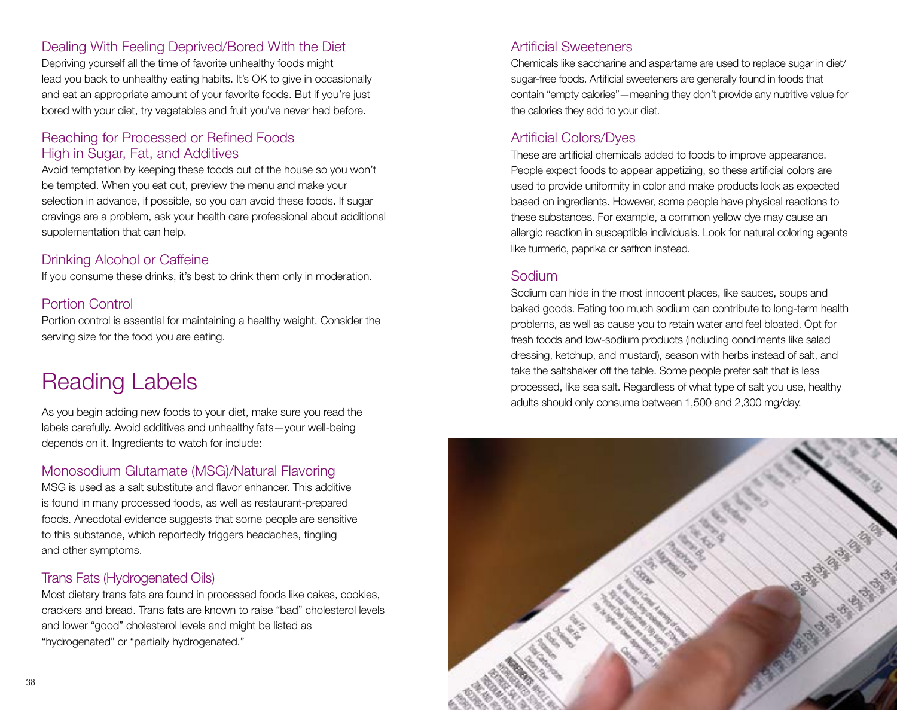### Dealing With Feeling Deprived/Bored With the Diet

Depriving yourself all the time of favorite unhealthy foods might lead you back to unhealthy eating habits. It's OK to give in occasionally and eat an appropriate amount of your favorite foods. But if you're just bored with your diet, try vegetables and fruit you've never had before.

### Reaching for Processed or Refined Foods High in Sugar, Fat, and Additives

Avoid temptation by keeping these foods out of the house so you won't be tempted. When you eat out, preview the menu and make your selection in advance, if possible, so you can avoid these foods. If sugar cravings are a problem, ask your health care professional about additional supplementation that can help.

### Drinking Alcohol or Caffeine

If you consume these drinks, it's best to drink them only in moderation.

### Portion Control

Portion control is essential for maintaining a healthy weight. Consider the serving size for the food you are eating.

# Reading Labels

As you begin adding new foods to your diet, make sure you read the labels carefully. Avoid additives and unhealthy fats—your well-being depends on it. Ingredients to watch for include:

### Monosodium Glutamate (MSG)/Natural Flavoring

MSG is used as a salt substitute and flavor enhancer. This additive is found in many processed foods, as well as restaurant-prepared foods. Anecdotal evidence suggests that some people are sensitive to this substance, which reportedly triggers headaches, tingling and other symptoms.

### Trans Fats (Hydrogenated Oils)

Most dietary trans fats are found in processed foods like cakes, cookies, crackers and bread. Trans fats are known to raise "bad" cholesterol levels and lower "good" cholesterol levels and might be listed as "hydrogenated" or "partially hydrogenated."

### Artificial Sweeteners

Chemicals like saccharine and aspartame are used to replace sugar in diet/sugar-free foods. Artificial sweeteners are generally found in foods that contain "empty calories"—meaning they don't provide any nutritive value for the calories they add to your diet.

### Artificial Colors/Dyes

These are artificial chemicals added to foods to improve appearance. People expect foods to appear appetizing, so these artificial colors are used to provide uniformity in color and make products look as expected based on ingredients. However, some people have physical reactions to these substances. For example, a common yellow dye may cause an allergic reaction in susceptible individuals. Look for natural coloring agents like turmeric, paprika or saffron instead.

### Sodium

Sodium can hide in the most innocent places, like sauces, soups and baked goods. Eating too much sodium can contribute to long-term health problems, as well as cause you to retain water and feel bloated. Opt for fresh foods and low-sodium products (including condiments like salad dressing, ketchup, and mustard), season with herbs instead of salt, and take the saltshaker off the table. Some people prefer salt that is less processed, like sea salt. Regardless of what type of salt you use, healthy adults should only consume between 1,500 and 2,300 mg/day.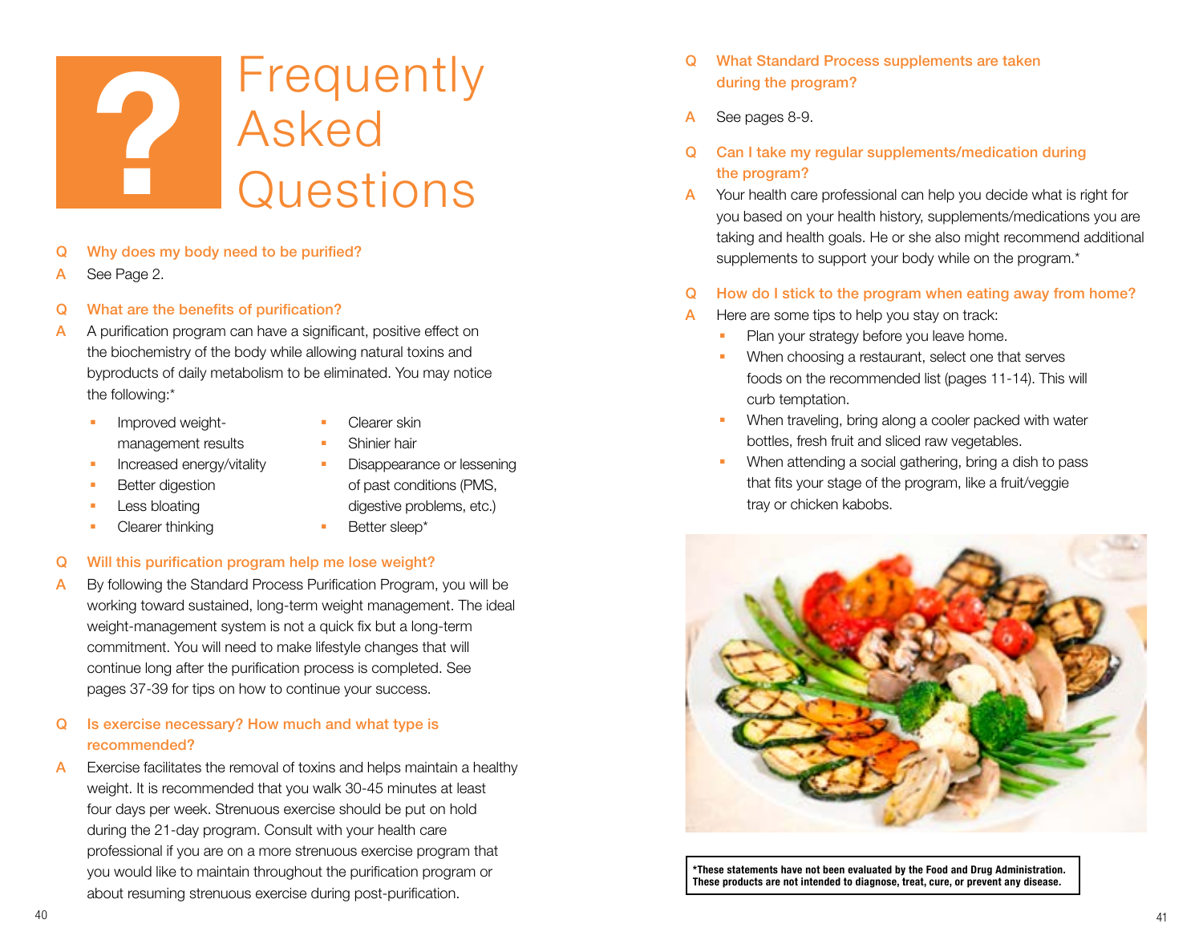# Frequently Asked Questions

**Q Why does my body need to be purified?**

A See Page 2.

**Q What are the benefits of purification?**

A A purification program can have a significant, positive effect on the biochemistry of the body while allowing natural toxins and byproducts of daily metabolism to be eliminated. You may notice the following:*

- Improved weight-management results
- Increased energy/vitality
- Better digestion
- Less bloating
- Clearer thinking
- Clearer skin
- Shinier hair
- Disappearance or lessening of past conditions (PMS, digestive problems, etc.)
- Better sleep*

**Q Will this purification program help me lose weight?**

A By following the Standard Process Purification Program, you will be working toward sustained, long-term weight management. The ideal weight-management system is not a quick fix but a long-term commitment. You will need to make lifestyle changes that will continue long after the purification process is completed. See pages 37-39 for tips on how to continue your success.

**Q Is exercise necessary? How much and what type is recommended?**

A Exercise facilitates the removal of toxins and helps maintain a healthy weight. It is recommended that you walk 30-45 minutes at least four days per week. Strenuous exercise should be put on hold during the 21-day program. Consult with your health care professional if you are on a more strenuous exercise program that you would like to maintain throughout the purification program or about resuming strenuous exercise during post-purification.

**Q What Standard Process supplements are taken during the program?**

A See pages 8-9.

**Q Can I take my regular supplements/medication during the program?**

A Your health care professional can help you decide what is right for you based on your health history, supplements/medications you are taking and health goals. He or she also might recommend additional supplements to support your body while on the program.*

**Q How do I stick to the program when eating away from home?**

A Here are some tips to help you stay on track:

- Plan your strategy before you leave home.
- When choosing a restaurant, select one that serves foods on the recommended list (pages 11-14). This will curb temptation.
- When traveling, bring along a cooler packed with water bottles, fresh fruit and sliced raw vegetables.
- When attending a social gathering, bring a dish to pass that fits your stage of the program, like a fruit/veggie tray or chicken kabobs.

**\*These statements have not been evaluated by the Food and Drug Administration. These products are not intended to diagnose, treat, cure, or prevent any disease.**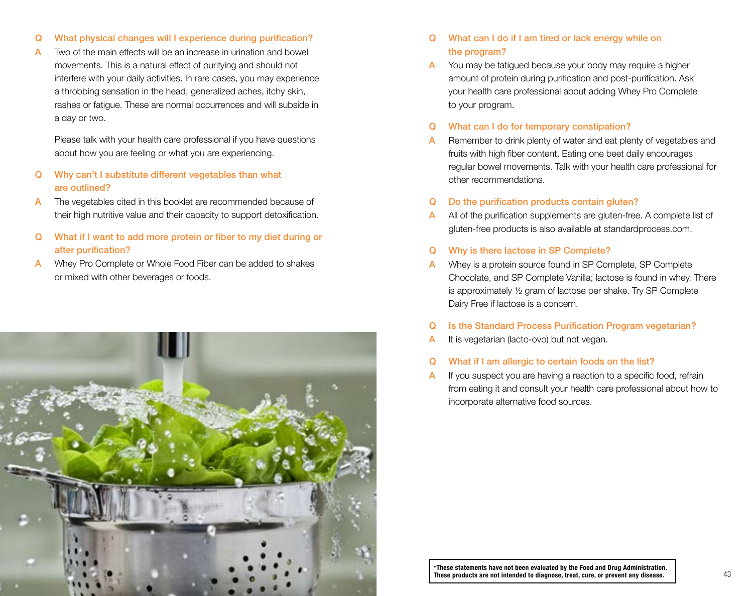**Q What physical changes will I experience during purification?**

A Two of the main effects will be an increase in urination and bowel movements. This is a natural effect of purifying and should not interfere with your daily activities. In rare cases, you may experience a throbbing sensation in the head, generalized aches, itchy skin, rashes or fatigue. These are normal occurrences and will subside in a day or two.

Please talk with your health care professional if you have questions about how you are feeling or what you are experiencing.

**Q Why can't I substitute different vegetables than what are outlined?**

A The vegetables cited in this booklet are recommended because of their high nutritive value and their capacity to support detoxification.

**Q What if I want to add more protein or fiber to my diet during or after purification?**

A Whey Pro Complete or Whole Food Fiber can be added to shakes or mixed with other beverages or foods.

**Q What can I do if I am tired or lack energy while on the program?**

A You may be fatigued because your body may require a higher amount of protein during purification and post-purification. Ask your health care professional about adding Whey Pro Complete to your program.

**Q What can I do for temporary constipation?**

A Remember to drink plenty of water and eat plenty of vegetables and fruits with high fiber content. Eating one beet daily encourages regular bowel movements. Talk with your health care professional for other recommendations.

**Q Do the purification products contain gluten?**

A All of the purification supplements are gluten-free. A complete list of gluten-free products is also available at standardprocess.com.

**Q Why is there lactose in SP Complete?**

A Whey is a protein source found in SP Complete, SP Complete Chocolate, and SP Complete Vanilla; lactose is found in whey. There is approximately ½ gram of lactose per shake. Try SP Complete Dairy Free if lactose is a concern.

**Q Is the Standard Process Purification Program vegetarian?**

A It is vegetarian (lacto-ovo) but not vegan.

**Q What if I am allergic to certain foods on the list?**

A If you suspect you are having a reaction to a specific food, refrain from eating it and consult your health care professional about how to incorporate alternative food sources.

**\*These statements have not been evaluated by the Food and Drug Administration. These products are not intended to diagnose, treat, cure, or prevent any disease.**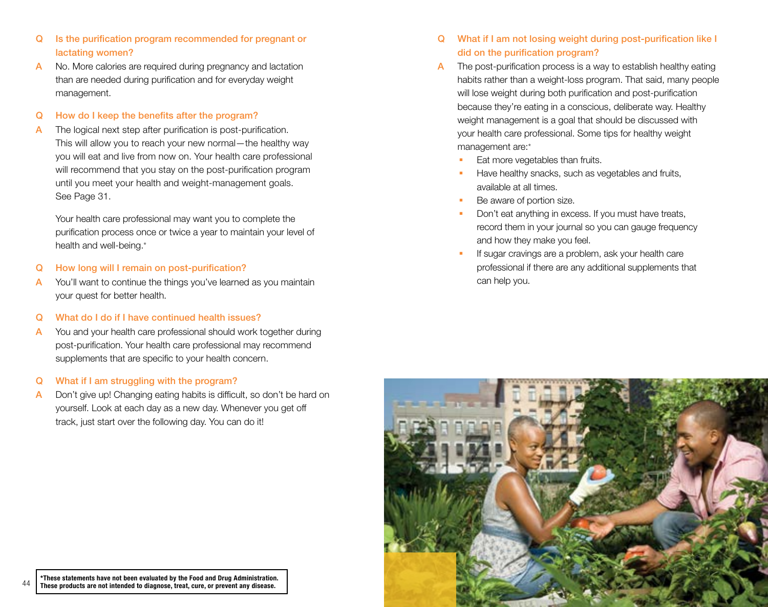**Q Is the purification program recommended for pregnant or lactating women?**

**A** No. More calories are required during pregnancy and lactation than are needed during purification and for everyday weight management.

**Q How do I keep the benefits after the program?**

**A** The logical next step after purification is post-purification. This will allow you to reach your new normal—the healthy way you will eat and live from now on. Your health care professional will recommend that you stay on the post-purification program until you meet your health and weight-management goals. See Page 31.

Your health care professional may want you to complete the purification process once or twice a year to maintain your level of health and well-being.*

**Q How long will I remain on post-purification?**

**A** You'll want to continue the things you've learned as you maintain your quest for better health.

**Q What do I do if I have continued health issues?**

**A** You and your health care professional should work together during post-purification. Your health care professional may recommend supplements that are specific to your health concern.

**Q What if I am struggling with the program?**

**A** Don't give up! Changing eating habits is difficult, so don't be hard on yourself. Look at each day as a new day. Whenever you get off track, just start over the following day. You can do it!

**Q What if I am not losing weight during post-purification like I did on the purification program?**

**A** The post-purification process is a way to establish healthy eating habits rather than a weight-loss program. That said, many people will lose weight during both purification and post-purification because they're eating in a conscious, deliberate way. Healthy weight management is a goal that should be discussed with your health care professional. Some tips for healthy weight management are:*

- Eat more vegetables than fruits.
- Have healthy snacks, such as vegetables and fruits, available at all times.
- Be aware of portion size.
- Don't eat anything in excess. If you must have treats, record them in your journal so you can gauge frequency and how they make you feel.
- If sugar cravings are a problem, ask your health care professional if there are any additional supplements that can help you.

**\*These statements have not been evaluated by the Food and Drug Administration. These products are not intended to diagnose, treat, cure, or prevent any disease.**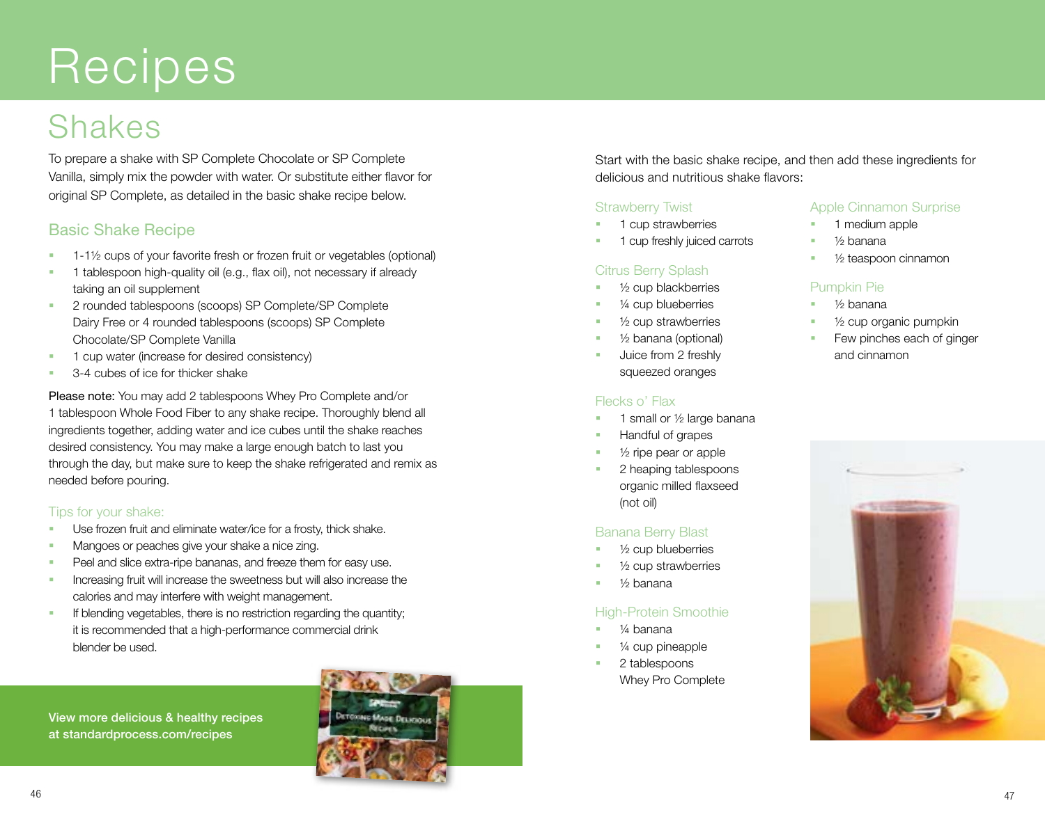# Recipes

## Shakes

To prepare a shake with SP Complete Chocolate or SP Complete Vanilla, simply mix the powder with water. Or substitute either flavor for original SP Complete, as detailed in the basic shake recipe below.

### Basic Shake Recipe

- 1-1½ cups of your favorite fresh or frozen fruit or vegetables (optional)
- 1 tablespoon high-quality oil (e.g., flax oil), not necessary if already taking an oil supplement
- 2 rounded tablespoons (scoops) SP Complete/SP Complete Dairy Free or 4 rounded tablespoons (scoops) SP Complete Chocolate/SP Complete Vanilla
- 1 cup water (increase for desired consistency)
- 3-4 cubes of ice for thicker shake

Please note: You may add 2 tablespoons Whey Pro Complete and/or 1 tablespoon Whole Food Fiber to any shake recipe. Thoroughly blend all ingredients together, adding water and ice cubes until the shake reaches desired consistency. You may make a large enough batch to last you through the day, but make sure to keep the shake refrigerated and remix as needed before pouring.

#### Tips for your shake:

- Use frozen fruit and eliminate water/ice for a frosty, thick shake.
- Mangoes or peaches give your shake a nice zing.
- Peel and slice extra-ripe bananas, and freeze them for easy use.
- Increasing fruit will increase the sweetness but will also increase the calories and may interfere with weight management.
- If blending vegetables, there is no restriction regarding the quantity; it is recommended that a high-performance commercial drink blender be used.

**View more delicious & healthy recipes at standardprocess.com/recipes**

Start with the basic shake recipe, and then add these ingredients for delicious and nutritious shake flavors:

#### Strawberry Twist

- 1 cup strawberries
- 1 cup freshly juiced carrots

#### Citrus Berry Splash

- ½ cup blackberries
- ¼ cup blueberries
- ½ cup strawberries
- ½ banana (optional)
- Juice from 2 freshly squeezed oranges

#### Flecks o' Flax

- 1 small or ½ large banana
- Handful of grapes
- ½ ripe pear or apple
- 2 heaping tablespoons organic milled flaxseed (not oil)

#### Banana Berry Blast

- ½ cup blueberries
- ½ cup strawberries
- ½ banana

#### High-Protein Smoothie

- ¼ banana
- ¼ cup pineapple
- 2 tablespoons Whey Pro Complete

#### Apple Cinnamon Surprise

- 1 medium apple
- ½ banana
- ½ teaspoon cinnamon

#### Pumpkin Pie

- ½ banana
- ½ cup organic pumpkin
- Few pinches each of ginger and cinnamon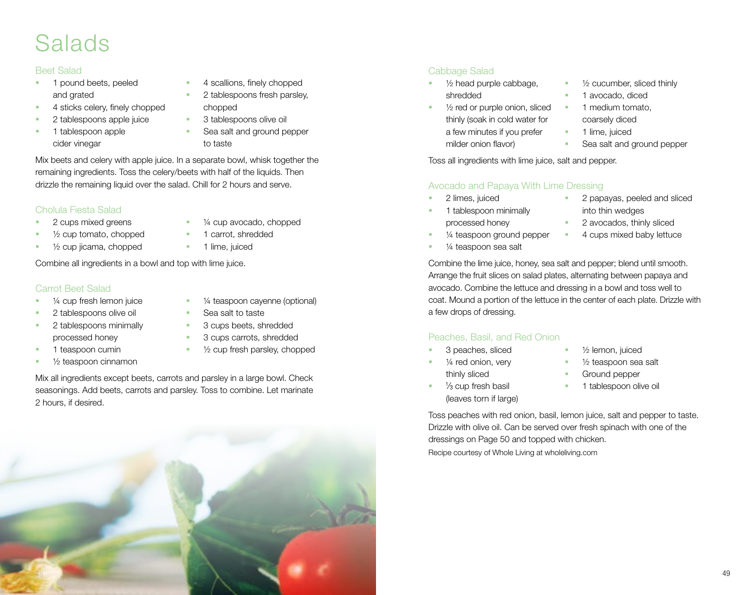# Salads

## Beet Salad

- 1 pound beets, peeled and grated
- 4 sticks celery, finely chopped
- 2 tablespoons apple juice
- 1 tablespoon apple cider vinegar
- 4 scallions, finely chopped
- 2 tablespoons fresh parsley, chopped
- 3 tablespoons olive oil
- Sea salt and ground pepper to taste

Mix beets and celery with apple juice. In a separate bowl, whisk together the remaining ingredients. Toss the celery/beets with half of the liquids. Then drizzle the remaining liquid over the salad. Chill for 2 hours and serve.

## Cholula Fiesta Salad

- 2 cups mixed greens
- ½ cup tomato, chopped
- ½ cup jicama, chopped
- ¼ cup avocado, chopped
- 1 carrot, shredded
- 1 lime, juiced

Combine all ingredients in a bowl and top with lime juice.

## Carrot Beet Salad

- ¼ cup fresh lemon juice
- 2 tablespoons olive oil
- 2 tablespoons minimally processed honey
- 1 teaspoon cumin
- ½ teaspoon cinnamon
- ¼ teaspoon cayenne (optional)
- Sea salt to taste
- 3 cups beets, shredded
- 3 cups carrots, shredded
- ½ cup fresh parsley, chopped

Mix all ingredients except beets, carrots and parsley in a large bowl. Check seasonings. Add beets, carrots and parsley. Toss to combine. Let marinate 2 hours, if desired.

## Cabbage Salad

- ½ head purple cabbage, shredded
- ½ red or purple onion, sliced thinly (soak in cold water for a few minutes if you prefer milder onion flavor)
- ½ cucumber, sliced thinly
- 1 avocado, diced
- 1 medium tomato, coarsely diced
- 1 lime, juiced
- Sea salt and ground pepper

Toss all ingredients with lime juice, salt and pepper.

## Avocado and Papaya With Lime Dressing

- 2 limes, juiced
- 1 tablespoon minimally processed honey
- ¼ teaspoon ground pepper
- ¼ teaspoon sea salt
- 2 papayas, peeled and sliced into thin wedges
- 2 avocados, thinly sliced
- 4 cups mixed baby lettuce

Combine the lime juice, honey, sea salt and pepper; blend until smooth. Arrange the fruit slices on salad plates, alternating between papaya and avocado. Combine the lettuce and dressing in a bowl and toss well to coat. Mound a portion of the lettuce in the center of each plate. Drizzle with a few drops of dressing.

## Peaches, Basil, and Red Onion

- 3 peaches, sliced
- ¼ red onion, very thinly sliced
- ⅓ cup fresh basil (leaves torn if large)
- ½ lemon, juiced
- ½ teaspoon sea salt
- Ground pepper
- 1 tablespoon olive oil

Toss peaches with red onion, basil, lemon juice, salt and pepper to taste. Drizzle with olive oil. Can be served over fresh spinach with one of the dressings on Page 50 and topped with chicken.

Recipe courtesy of Whole Living at wholeliving.com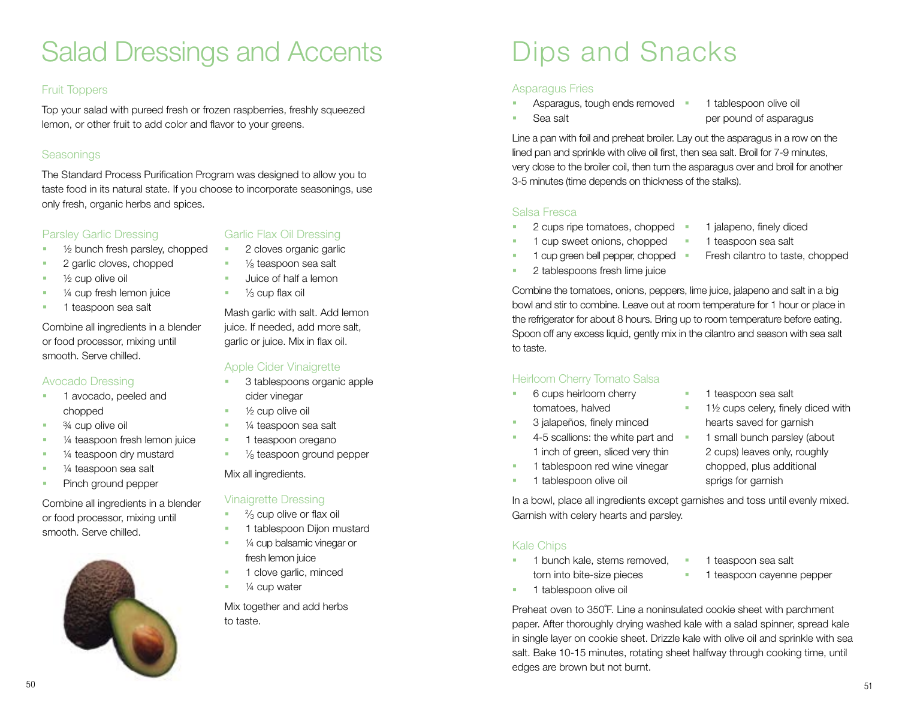# Salad Dressings and Accents

## Fruit Toppers

Top your salad with pureed fresh or frozen raspberries, freshly squeezed lemon, or other fruit to add color and flavor to your greens.

## Seasonings

The Standard Process Purification Program was designed to allow you to taste food in its natural state. If you choose to incorporate seasonings, use only fresh, organic herbs and spices.

### Parsley Garlic Dressing

- ½ bunch fresh parsley, chopped
- 2 garlic cloves, chopped
- ½ cup olive oil
- ¼ cup fresh lemon juice
- 1 teaspoon sea salt

Combine all ingredients in a blender or food processor, mixing until smooth. Serve chilled.

### Avocado Dressing

- 1 avocado, peeled and chopped
- ¾ cup olive oil
- ¼ teaspoon fresh lemon juice
- ¼ teaspoon dry mustard
- ¼ teaspoon sea salt
- Pinch ground pepper

Combine all ingredients in a blender or food processor, mixing until smooth. Serve chilled.

### Garlic Flax Oil Dressing

- 2 cloves organic garlic
- ⅛ teaspoon sea salt
- Juice of half a lemon
- ⅓ cup flax oil

Mash garlic with salt. Add lemon juice. If needed, add more salt, garlic or juice. Mix in flax oil.

### Apple Cider Vinaigrette

- 3 tablespoons organic apple cider vinegar
- ½ cup olive oil
- ¼ teaspoon sea salt
- 1 teaspoon oregano
- ⅛ teaspoon ground pepper

Mix all ingredients.

### Vinaigrette Dressing

- ⅔ cup olive or flax oil
- 1 tablespoon Dijon mustard
- ¼ cup balsamic vinegar or fresh lemon juice
- 1 clove garlic, minced
- ¼ cup water

Mix together and add herbs to taste.

# Dips and Snacks

### Asparagus Fries

- Asparagus, tough ends removed
- Sea salt
- 1 tablespoon olive oil per pound of asparagus

Line a pan with foil and preheat broiler. Lay out the asparagus in a row on the lined pan and sprinkle with olive oil first, then sea salt. Broil for 7-9 minutes, very close to the broiler coil, then turn the asparagus over and broil for another 3-5 minutes (time depends on thickness of the stalks).

### Salsa Fresca

- 2 cups ripe tomatoes, chopped
- 1 cup sweet onions, chopped
- 1 cup green bell pepper, chopped
- 2 tablespoons fresh lime juice
- 1 jalapeno, finely diced
- 1 teaspoon sea salt
- Fresh cilantro to taste, chopped

Combine the tomatoes, onions, peppers, lime juice, jalapeno and salt in a big bowl and stir to combine. Leave out at room temperature for 1 hour or place in the refrigerator for about 8 hours. Bring up to room temperature before eating. Spoon off any excess liquid, gently mix in the cilantro and season with sea salt to taste.

### Heirloom Cherry Tomato Salsa

- 6 cups heirloom cherry tomatoes, halved
- 3 jalapeños, finely minced
- 4-5 scallions: the white part and 1 inch of green, sliced very thin
- 1 tablespoon red wine vinegar
- 1 tablespoon olive oil
- 1 teaspoon sea salt
- 1½ cups celery, finely diced with hearts saved for garnish
- 1 small bunch parsley (about 2 cups) leaves only, roughly chopped, plus additional sprigs for garnish

In a bowl, place all ingredients except garnishes and toss until evenly mixed. Garnish with celery hearts and parsley.

### Kale Chips

- 1 bunch kale, stems removed, torn into bite-size pieces
- 1 tablespoon olive oil
- 1 teaspoon sea salt
- 1 teaspoon cayenne pepper

Preheat oven to 350˚F. Line a noninsulated cookie sheet with parchment paper. After thoroughly drying washed kale with a salad spinner, spread kale in single layer on cookie sheet. Drizzle kale with olive oil and sprinkle with sea salt. Bake 10-15 minutes, rotating sheet halfway through cooking time, until edges are brown but not burnt.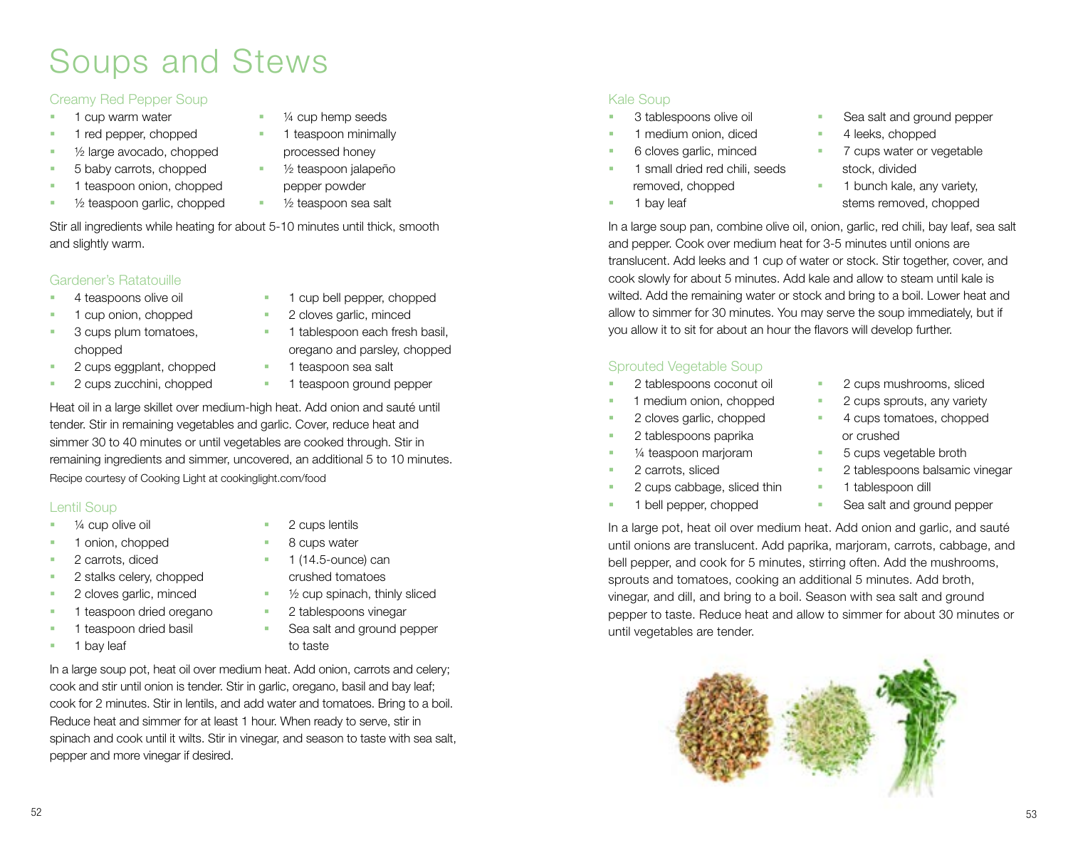# Soups and Stews

## Creamy Red Pepper Soup

- 1 cup warm water
- 1 red pepper, chopped
- ½ large avocado, chopped
- 5 baby carrots, chopped
- 1 teaspoon onion, chopped
- ½ teaspoon garlic, chopped
- ¼ cup hemp seeds
- 1 teaspoon minimally processed honey
- ½ teaspoon jalapeño pepper powder
- ½ teaspoon sea salt

Stir all ingredients while heating for about 5-10 minutes until thick, smooth and slightly warm.

## Gardener's Ratatouille

- 4 teaspoons olive oil
- 1 cup onion, chopped
- 3 cups plum tomatoes, chopped
- 2 cups eggplant, chopped
- 2 cups zucchini, chopped
- 1 cup bell pepper, chopped
- 2 cloves garlic, minced
- 1 tablespoon each fresh basil, oregano and parsley, chopped
- 1 teaspoon sea salt
- 1 teaspoon ground pepper

Heat oil in a large skillet over medium-high heat. Add onion and sauté until tender. Stir in remaining vegetables and garlic. Cover, reduce heat and simmer 30 to 40 minutes or until vegetables are cooked through. Stir in remaining ingredients and simmer, uncovered, an additional 5 to 10 minutes.

Recipe courtesy of Cooking Light at cookinglight.com/food

## Lentil Soup

- ¼ cup olive oil
- 1 onion, chopped
- 2 carrots, diced
- 2 stalks celery, chopped
- 2 cloves garlic, minced
- 1 teaspoon dried oregano
- 1 teaspoon dried basil
- 1 bay leaf
- 2 cups lentils
- 8 cups water
- 1 (14.5-ounce) can crushed tomatoes
- ½ cup spinach, thinly sliced
- 2 tablespoons vinegar
- Sea salt and ground pepper to taste

In a large soup pot, heat oil over medium heat. Add onion, carrots and celery; cook and stir until onion is tender. Stir in garlic, oregano, basil and bay leaf; cook for 2 minutes. Stir in lentils, and add water and tomatoes. Bring to a boil. Reduce heat and simmer for at least 1 hour. When ready to serve, stir in spinach and cook until it wilts. Stir in vinegar, and season to taste with sea salt, pepper and more vinegar if desired.

## Kale Soup

- 3 tablespoons olive oil
- 1 medium onion, diced
- 6 cloves garlic, minced
- 1 small dried red chili, seeds removed, chopped
- 1 bay leaf
- Sea salt and ground pepper
- 4 leeks, chopped
- 7 cups water or vegetable stock, divided
- 1 bunch kale, any variety, stems removed, chopped

In a large soup pan, combine olive oil, onion, garlic, red chili, bay leaf, sea salt and pepper. Cook over medium heat for 3-5 minutes until onions are translucent. Add leeks and 1 cup of water or stock. Stir together, cover, and cook slowly for about 5 minutes. Add kale and allow to steam until kale is wilted. Add the remaining water or stock and bring to a boil. Lower heat and allow to simmer for 30 minutes. You may serve the soup immediately, but if you allow it to sit for about an hour the flavors will develop further.

## Sprouted Vegetable Soup

- 2 tablespoons coconut oil
- 1 medium onion, chopped
- 2 cloves garlic, chopped
- 2 tablespoons paprika
- ¼ teaspoon marjoram
- 2 carrots, sliced
- 2 cups cabbage, sliced thin
- 1 bell pepper, chopped
- 2 cups mushrooms, sliced
- 2 cups sprouts, any variety
- 4 cups tomatoes, chopped or crushed
- 5 cups vegetable broth
- 2 tablespoons balsamic vinegar
- 1 tablespoon dill
- Sea salt and ground pepper

In a large pot, heat oil over medium heat. Add onion and garlic, and sauté until onions are translucent. Add paprika, marjoram, carrots, cabbage, and bell pepper, and cook for 5 minutes, stirring often. Add the mushrooms, sprouts and tomatoes, cooking an additional 5 minutes. Add broth, vinegar, and dill, and bring to a boil. Season with sea salt and ground pepper to taste. Reduce heat and allow to simmer for about 30 minutes or until vegetables are tender.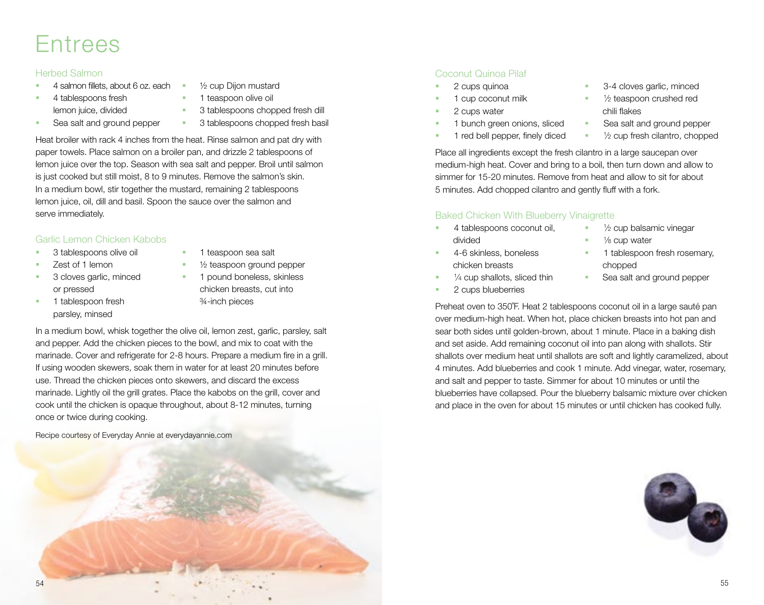# Entrees

## Herbed Salmon

- 4 salmon fillets, about 6 oz. each
- 4 tablespoons fresh lemon juice, divided
- Sea salt and ground pepper
- ½ cup Dijon mustard
- 1 teaspoon olive oil
- 3 tablespoons chopped fresh dill
- 3 tablespoons chopped fresh basil

Heat broiler with rack 4 inches from the heat. Rinse salmon and pat dry with paper towels. Place salmon on a broiler pan, and drizzle 2 tablespoons of lemon juice over the top. Season with sea salt and pepper. Broil until salmon is just cooked but still moist, 8 to 9 minutes. Remove the salmon's skin. In a medium bowl, stir together the mustard, remaining 2 tablespoons lemon juice, oil, dill and basil. Spoon the sauce over the salmon and serve immediately.

## Garlic Lemon Chicken Kabobs

- 3 tablespoons olive oil
- Zest of 1 lemon
- 3 cloves garlic, minced or pressed
- 1 tablespoon fresh parsley, minsed
- 1 teaspoon sea salt
- ½ teaspoon ground pepper
- 1 pound boneless, skinless chicken breasts, cut into ¾-inch pieces

In a medium bowl, whisk together the olive oil, lemon zest, garlic, parsley, salt and pepper. Add the chicken pieces to the bowl, and mix to coat with the marinade. Cover and refrigerate for 2-8 hours. Prepare a medium fire in a grill. If using wooden skewers, soak them in water for at least 20 minutes before use. Thread the chicken pieces onto skewers, and discard the excess marinade. Lightly oil the grill grates. Place the kabobs on the grill, cover and cook until the chicken is opaque throughout, about 8-12 minutes, turning once or twice during cooking.

Recipe courtesy of Everyday Annie at everydayannie.com

## Coconut Quinoa Pilaf

- 2 cups quinoa
- 1 cup coconut milk
- 2 cups water
- 1 bunch green onions, sliced
- 1 red bell pepper, finely diced
- 3-4 cloves garlic, minced
- ½ teaspoon crushed red chili flakes
- Sea salt and ground pepper
- ½ cup fresh cilantro, chopped

Place all ingredients except the fresh cilantro in a large saucepan over medium-high heat. Cover and bring to a boil, then turn down and allow to simmer for 15-20 minutes. Remove from heat and allow to sit for about 5 minutes. Add chopped cilantro and gently fluff with a fork.

## Baked Chicken With Blueberry Vinaigrette

- 4 tablespoons coconut oil, divided
- 4-6 skinless, boneless chicken breasts
- ¼ cup shallots, sliced thin
- 2 cups blueberries
- ½ cup balsamic vinegar
- ⅛ cup water
- 1 tablespoon fresh rosemary, chopped
- Sea salt and ground pepper

Preheat oven to 350˚F. Heat 2 tablespoons coconut oil in a large sauté pan over medium-high heat. When hot, place chicken breasts into hot pan and sear both sides until golden-brown, about 1 minute. Place in a baking dish and set aside. Add remaining coconut oil into pan along with shallots. Stir shallots over medium heat until shallots are soft and lightly caramelized, about 4 minutes. Add blueberries and cook 1 minute. Add vinegar, water, rosemary, and salt and pepper to taste. Simmer for about 10 minutes or until the blueberries have collapsed. Pour the blueberry balsamic mixture over chicken and place in the oven for about 15 minutes or until chicken has cooked fully.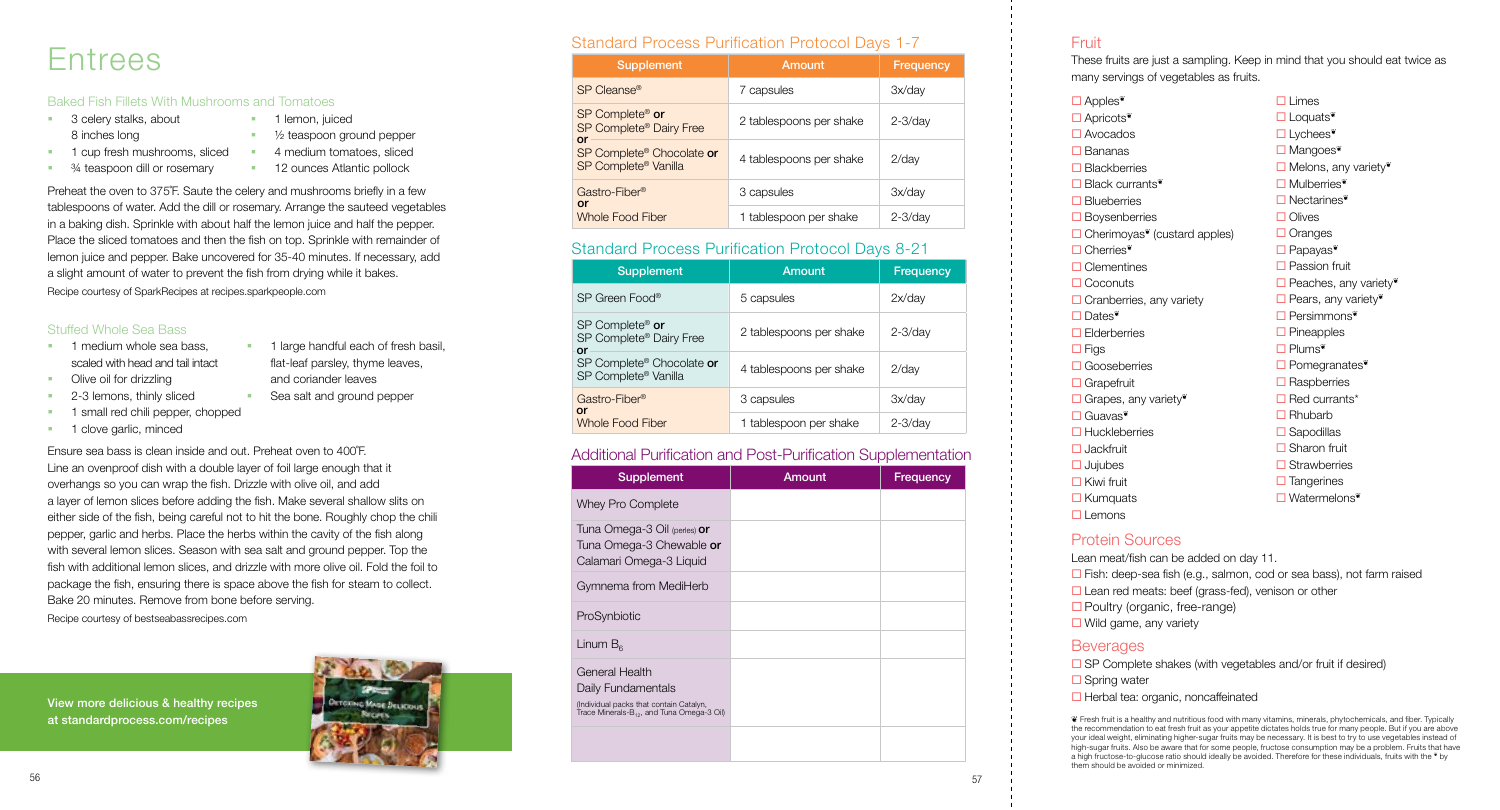# Entrees

### Baked Fish Fillets With Mushrooms and Tomatoes

- 3 celery stalks, about 8 inches long
- 1 cup fresh mushrooms, sliced
- ¾ teaspoon dill or rosemary
- 1 lemon, juiced
- ½ teaspoon ground pepper
- 4 medium tomatoes, sliced
- 12 ounces Atlantic pollock

Preheat the oven to 375˚F. Saute the celery and mushrooms briefly in a few tablespoons of water. Add the dill or rosemary. Arrange the sauteed vegetables in a baking dish. Sprinkle with about half the lemon juice and half the pepper. Place the sliced tomatoes and then the fish on top. Sprinkle with remainder of lemon juice and pepper. Bake uncovered for 35-40 minutes. If necessary, add a slight amount of water to prevent the fish from drying while it bakes.

Recipe courtesy of SparkRecipes at recipes.sparkpeople.com

### Stuffed Whole Sea Bass

- 1 medium whole sea bass, scaled with head and tail intact
- Olive oil for drizzling
- 2-3 lemons, thinly sliced
- 1 small red chili pepper, chopped
- 1 clove garlic, minced
- 1 large handful each of fresh basil, flat-leaf parsley, thyme leaves, and coriander leaves
- Sea salt and ground pepper

Ensure sea bass is clean inside and out. Preheat oven to 400˚F. Line an ovenproof dish with a double layer of foil large enough that it overhangs so you can wrap the fish. Drizzle with olive oil, and add a layer of lemon slices before adding the fish. Make several shallow slits on either side of the fish, being careful not to hit the bone. Roughly chop the chili pepper, garlic and herbs. Place the herbs within the cavity of the fish along with several lemon slices. Season with sea salt and ground pepper. Top the fish with additional lemon slices, and drizzle with more olive oil. Fold the foil to package the fish, ensuring there is space above the fish for steam to collect. Bake 20 minutes. Remove from bone before serving.

Recipe courtesy of bestseabassrecipes.com

**View more delicious & healthy recipes at standardprocess.com/recipes**

## Standard Process Purification Protocol Days 1-7

| Supplement | Amount | Frequency |
|---|---|---|
| SP Cleanse® | 7 capsules | 3x/day |
| SP Complete® **or** SP Complete® Dairy Free | 2 tablespoons per shake | 2-3/day |
| **or** SP Complete® Chocolate **or** SP Complete® Vanilla | 4 tablespoons per shake | 2/day |
| Gastro-Fiber® | 3 capsules | 3x/day |
| **or** Whole Food Fiber | 1 tablespoon per shake | 2-3/day |

## Standard Process Purification Protocol Days 8-21

| Supplement | Amount | Frequency |
|---|---|---|
| SP Green Food® | 5 capsules | 2x/day |
| SP Complete® **or** SP Complete® Dairy Free | 2 tablespoons per shake | 2-3/day |
| **or** SP Complete® Chocolate **or** SP Complete® Vanilla | 4 tablespoons per shake | 2/day |
| Gastro-Fiber® | 3 capsules | 3x/day |
| **or** Whole Food Fiber | 1 tablespoon per shake | 2-3/day |

## Additional Purification and Post-Purification Supplementation

| Supplement | Amount | Frequency |
|---|---|---|
| Whey Pro Complete | | |
| Tuna Omega-3 Oil (perles) **or** Tuna Omega-3 Chewable **or** Calamari Omega-3 Liquid | | |
| Gymnema from MediHerb | | |
| ProSynbiotic | | |
| Linum $B_6$ | | |
| General Health Daily Fundamentals (Individual packs that contain Catalyn, Trace Minerals-$B_{12}$, and Tuna Omega-3 Oil) | | |
| | | |

## Fruit

These fruits are just a sampling. Keep in mind that you should eat twice as many servings of vegetables as fruits.

- ☐ Apples❦
- ☐ Apricots❦
- ☐ Avocados
- ☐ Bananas
- ☐ Blackberries
- ☐ Black currants❦
- ☐ Blueberries
- ☐ Boysenberries
- ☐ Cherimoyas❦ (custard apples)
- ☐ Cherries❦
- ☐ Clementines
- ☐ Coconuts
- ☐ Cranberries, any variety
- ☐ Dates❦
- ☐ Elderberries
- ☐ Figs
- ☐ Gooseberries
- ☐ Grapefruit
- ☐ Grapes, any variety❦
- ☐ Guavas❦
- ☐ Huckleberries
- ☐ Jackfruit
- ☐ Jujubes
- ☐ Kiwi fruit
- ☐ Kumquats
- ☐ Lemons
- ☐ Limes
- ☐ Loquats❦
- ☐ Lychees❦
- ☐ Mangoes❦
- ☐ Melons, any variety❦
- ☐ Mulberries❦
- ☐ Nectarines❦
- ☐ Olives
- ☐ Oranges
- ☐ Papayas❦
- ☐ Passion fruit
- ☐ Peaches, any variety❦
- ☐ Pears, any variety❦
- ☐ Persimmons❦
- ☐ Pineapples
- ☐ Plums❦
- ☐ Pomegranates❦
- ☐ Raspberries
- ☐ Red currants*
- ☐ Rhubarb
- ☐ Sapodillas
- ☐ Sharon fruit
- ☐ Strawberries
- ☐ Tangerines
- ☐ Watermelons❦

## Protein Sources

Lean meat/fish can be added on day 11.

- ☐ Fish: deep-sea fish (e.g., salmon, cod or sea bass), not farm raised
- ☐ Lean red meats: beef (grass-fed), venison or other
- ☐ Poultry (organic, free-range)
- ☐ Wild game, any variety

## Beverages

- ☐ SP Complete shakes (with vegetables and/or fruit if desired)
- ☐ Spring water
- ☐ Herbal tea: organic, noncaffeinated

❦ Fresh fruit is a healthy and nutritious food with many vitamins, minerals, phytochemicals, and fiber. Typically the recommendation to eat fresh fruit as your appetite dictates holds true for many people. But if you are above your ideal weight, eliminating higher-sugar fruits may be necessary. It is best to try to use vegetables instead of high-sugar fruits. Also be aware that for some people, fructose consumption may be a problem. Fruits that have a high fructose-to-glucose ratio should ideally be avoided. Therefore for these individuals, fruits with the ❦ by them should be avoided or minimized.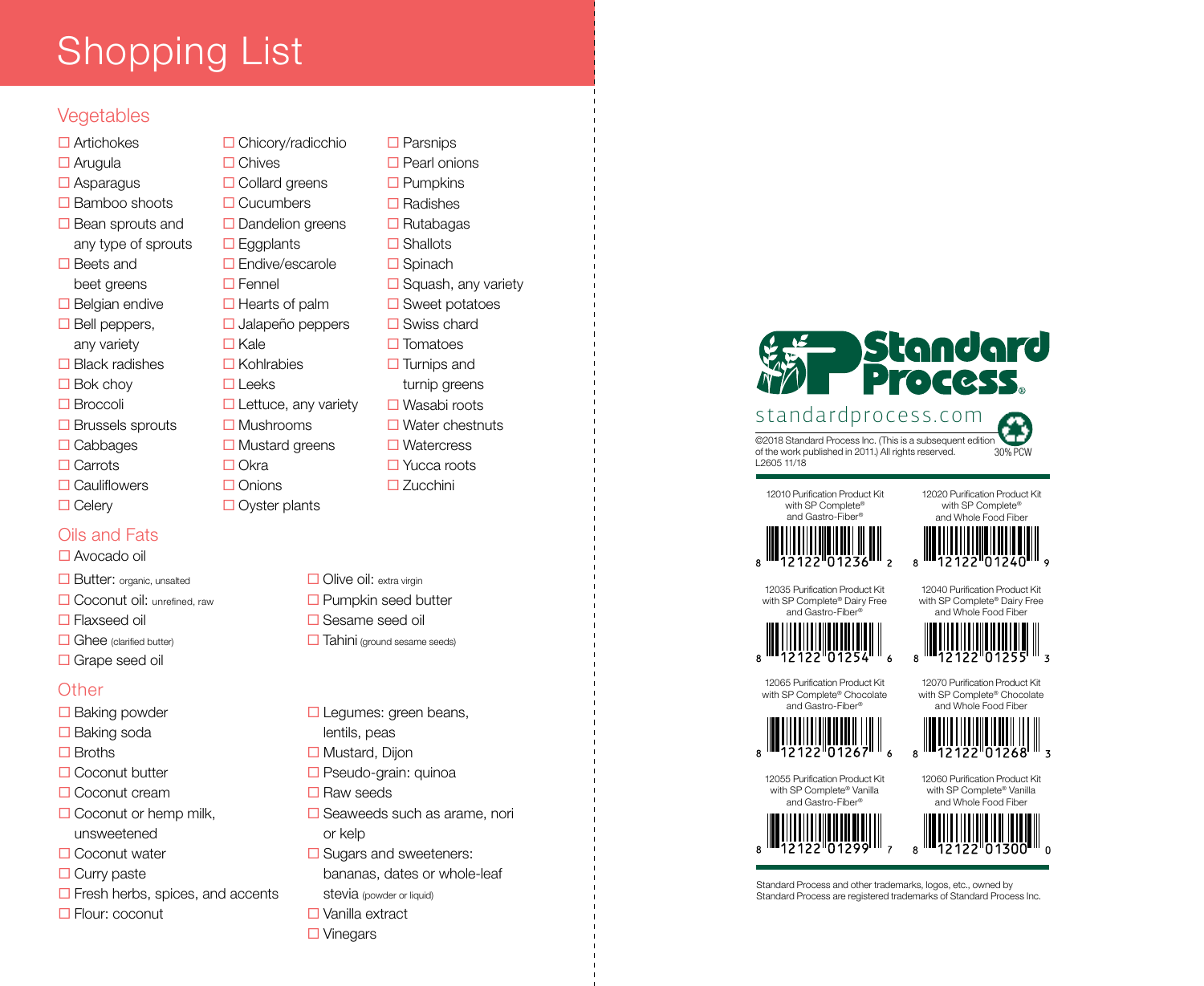# Shopping List

## Vegetables

- ☐ Artichokes
- ☐ Arugula
- ☐ Asparagus
- ☐ Bamboo shoots
- ☐ Bean sprouts and any type of sprouts
- ☐ Beets and beet greens
- ☐ Belgian endive
- ☐ Bell peppers, any variety
- ☐ Black radishes
- ☐ Bok choy
- ☐ Broccoli
- ☐ Brussels sprouts
- ☐ Cabbages
- ☐ Carrots
- ☐ Cauliflowers
- ☐ Celery
- ☐ Chicory/radicchio
- ☐ Chives
- ☐ Collard greens
- ☐ Cucumbers
- ☐ Dandelion greens
- ☐ Eggplants
- ☐ Endive/escarole
- ☐ Fennel
- ☐ Hearts of palm
- ☐ Jalapeño peppers
- ☐ Kale
- ☐ Kohlrabies
- ☐ Leeks
- ☐ Lettuce, any variety
- ☐ Mushrooms
- ☐ Mustard greens
- ☐ Okra
- ☐ Onions
- ☐ Oyster plants
- ☐ Parsnips
- ☐ Pearl onions
- ☐ Pumpkins
- ☐ Radishes
- ☐ Rutabagas
- ☐ Shallots
- ☐ Spinach
- ☐ Squash, any variety
- ☐ Sweet potatoes
- ☐ Swiss chard
- ☐ Tomatoes
- ☐ Turnips and turnip greens
- ☐ Wasabi roots
- ☐ Water chestnuts
- ☐ Watercress
- ☐ Yucca roots
- ☐ Zucchini

## Oils and Fats

- ☐ Avocado oil
- ☐ Butter: organic, unsalted
- ☐ Coconut oil: unrefined, raw
- ☐ Flaxseed oil
- ☐ Ghee (clarified butter)
- ☐ Grape seed oil
- ☐ Olive oil: extra virgin
- ☐ Pumpkin seed butter
- ☐ Sesame seed oil
- ☐ Tahini (ground sesame seeds)

## Other

- ☐ Baking powder
- ☐ Baking soda
- ☐ Broths
- ☐ Coconut butter
- ☐ Coconut cream
- ☐ Coconut or hemp milk, unsweetened
- ☐ Coconut water
- ☐ Curry paste
- ☐ Fresh herbs, spices, and accents
- ☐ Flour: coconut
- ☐ Legumes: green beans, lentils, peas
- ☐ Mustard, Dijon
- ☐ Pseudo-grain: quinoa
- ☐ Raw seeds
- ☐ Seaweeds such as arame, nori or kelp
- ☐ Sugars and sweeteners: bananas, dates or whole-leaf stevia (powder or liquid)
- ☐ Vanilla extract
- ☐ Vinegars

Standard Process

standardprocess.com

©2018 Standard Process Inc. (This is a subsequent edition of the work published in 2011.) All rights reserved.
L2605 11/18

30% PCW

12010 Purification Product Kit with SP Complete® and Gastro-Fiber®
8 12122 01236 2

12020 Purification Product Kit with SP Complete® and Whole Food Fiber
8 12122 01240 9

12035 Purification Product Kit with SP Complete® Dairy Free and Gastro-Fiber®
8 12122 01254 6

12040 Purification Product Kit with SP Complete® Dairy Free and Whole Food Fiber
8 12122 01255 3

12065 Purification Product Kit with SP Complete® Chocolate and Gastro-Fiber®
8 12122 01267 6

12070 Purification Product Kit with SP Complete® Chocolate and Whole Food Fiber
8 12122 01268 3

12055 Purification Product Kit with SP Complete® Vanilla and Gastro-Fiber®
8 12122 01299 7

12060 Purification Product Kit with SP Complete® Vanilla and Whole Food Fiber
8 12122 01300 0

Standard Process and other trademarks, logos, etc., owned by Standard Process are registered trademarks of Standard Process Inc.